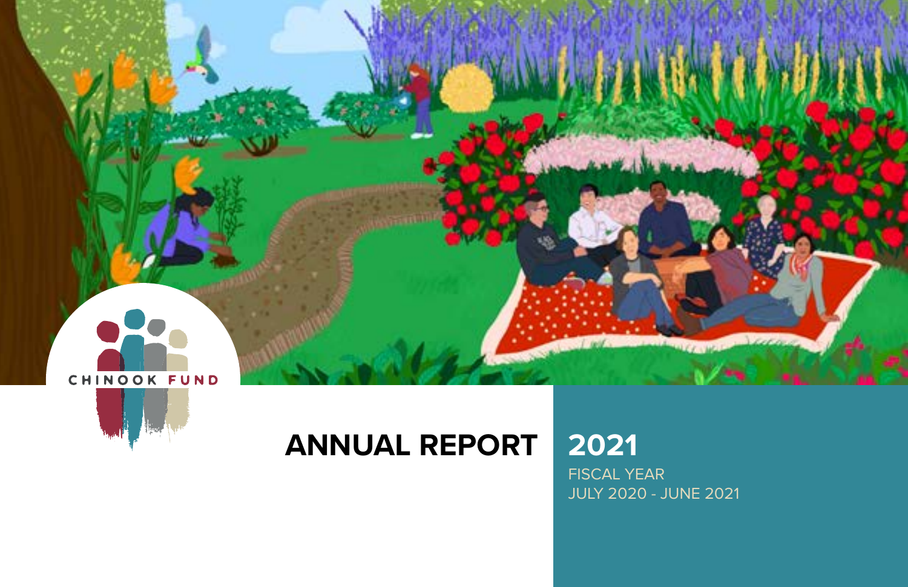CHINOOK FUND

# ANNUAL REPORT 2021

FISCAL YEAR
JULY 2020 - JUNE 2021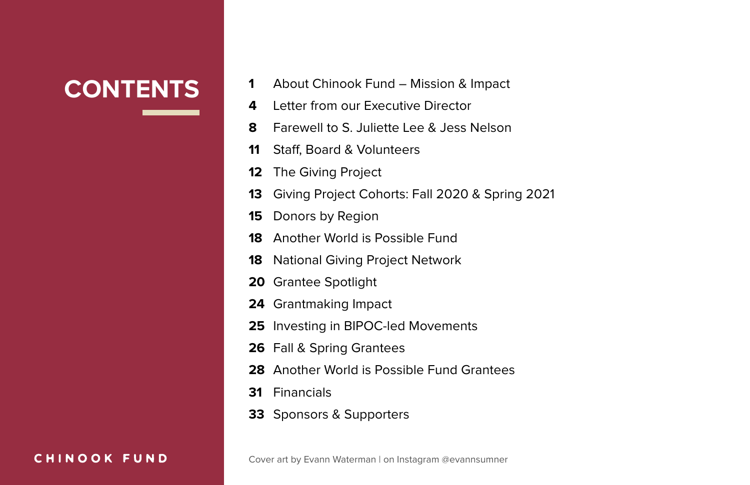# CONTENTS

- **1** About Chinook Fund – Mission & Impact
- **4** Letter from our Executive Director
- **8** Farewell to S. Juliette Lee & Jess Nelson
- **11** Staff, Board & Volunteers
- **12** The Giving Project
- **13** Giving Project Cohorts: Fall 2020 & Spring 2021
- **15** Donors by Region
- **18** Another World is Possible Fund
- **18** National Giving Project Network
- **20** Grantee Spotlight
- **24** Grantmaking Impact
- **25** Investing in BIPOC-led Movements
- **26** Fall & Spring Grantees
- **28** Another World is Possible Fund Grantees
- **31** Financials
- **33** Sponsors & Supporters

CHINOOK FUND

Cover art by Evann Waterman | on Instagram @evannsumner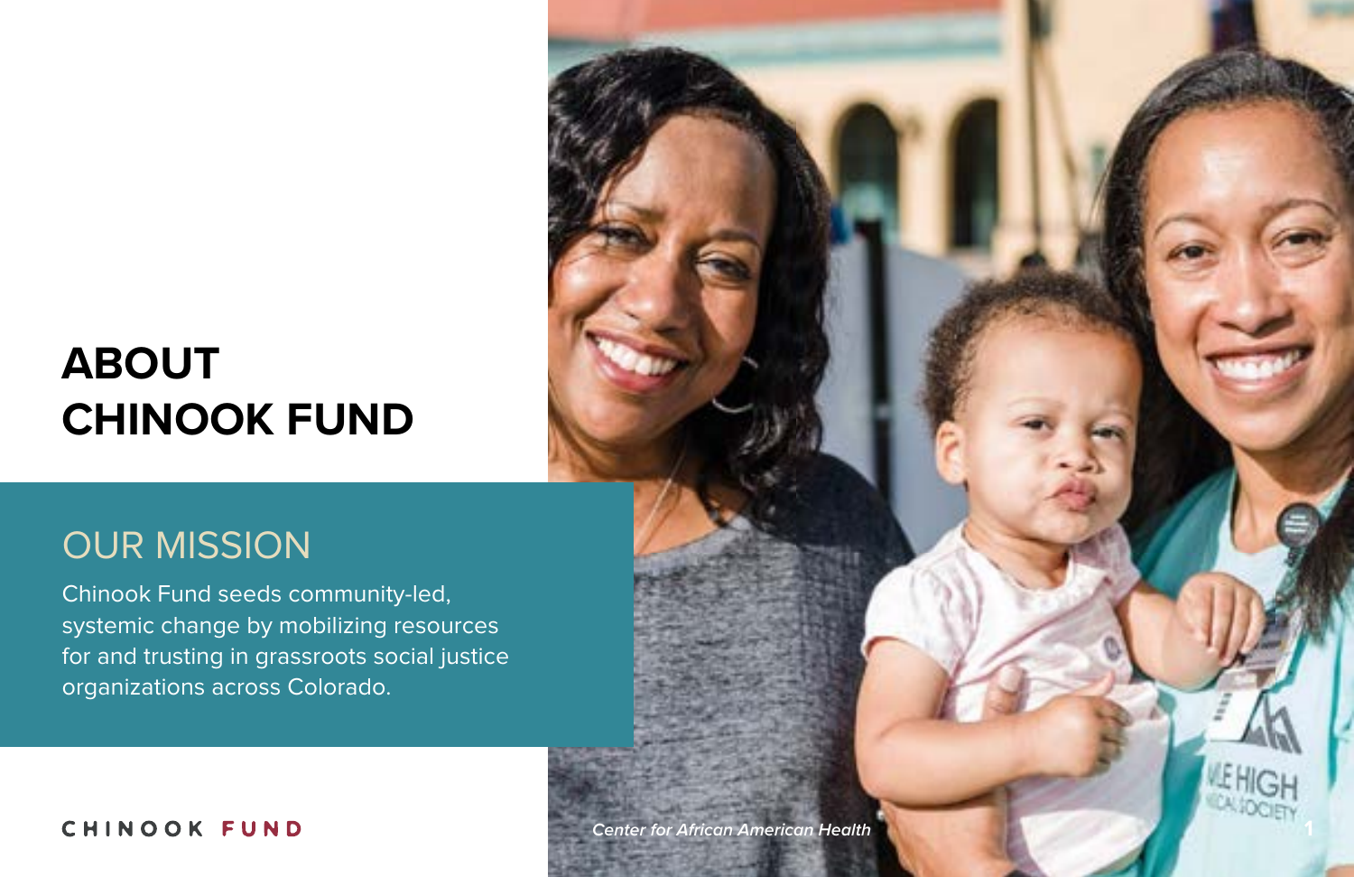# ABOUT CHINOOK FUND

## OUR MISSION

Chinook Fund seeds community-led, systemic change by mobilizing resources for and trusting in grassroots social justice organizations across Colorado.

*Center for African American Health*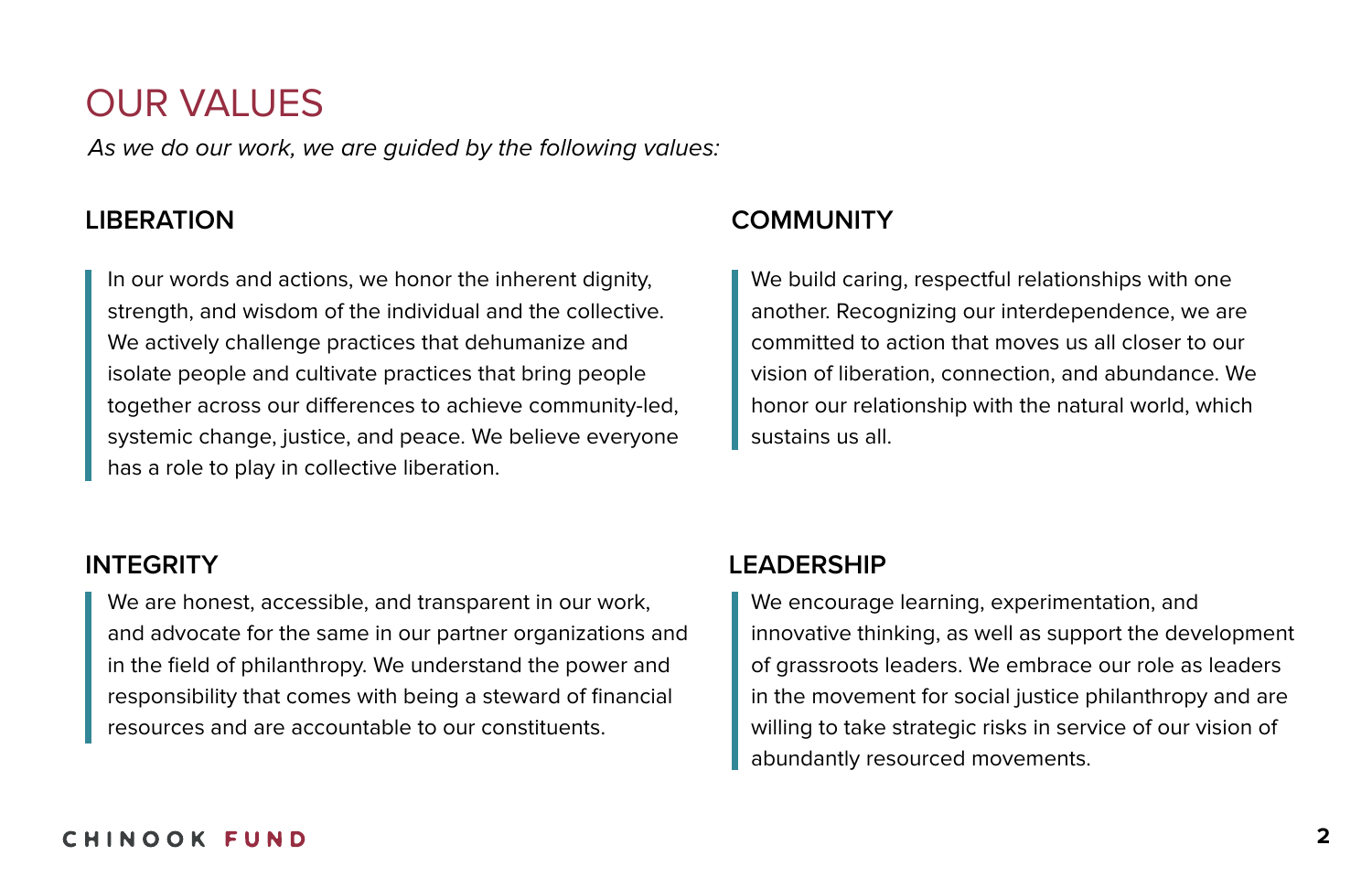# OUR VALUES

*As we do our work, we are guided by the following values:*

## LIBERATION

In our words and actions, we honor the inherent dignity, strength, and wisdom of the individual and the collective. We actively challenge practices that dehumanize and isolate people and cultivate practices that bring people together across our differences to achieve community-led, systemic change, justice, and peace. We believe everyone has a role to play in collective liberation.

## COMMUNITY

We build caring, respectful relationships with one another. Recognizing our interdependence, we are committed to action that moves us all closer to our vision of liberation, connection, and abundance. We honor our relationship with the natural world, which sustains us all.

## INTEGRITY

We are honest, accessible, and transparent in our work, and advocate for the same in our partner organizations and in the field of philanthropy. We understand the power and responsibility that comes with being a steward of financial resources and are accountable to our constituents.

## LEADERSHIP

We encourage learning, experimentation, and innovative thinking, as well as support the development of grassroots leaders. We embrace our role as leaders in the movement for social justice philanthropy and are willing to take strategic risks in service of our vision of abundantly resourced movements.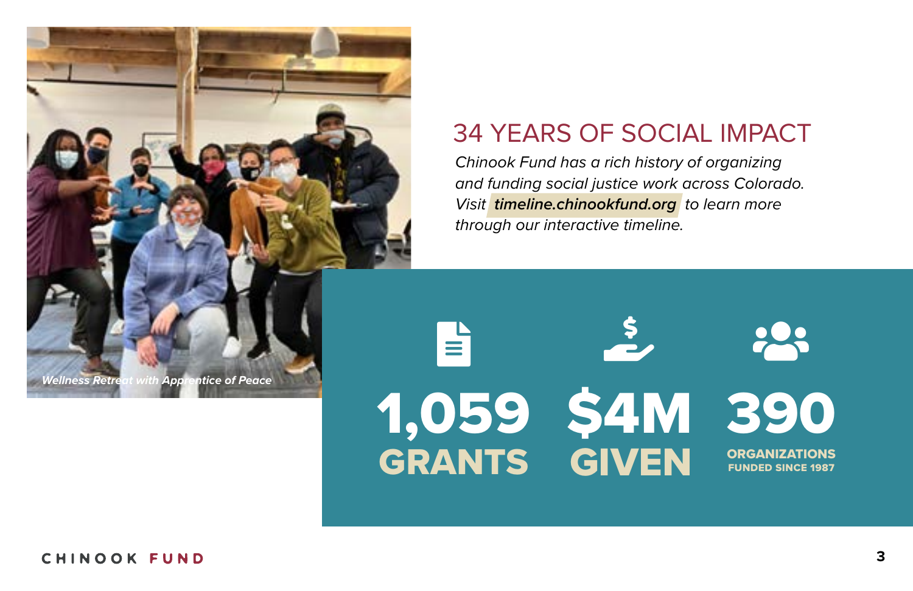Wellness Retreat with Apprentice of Peace

## 34 YEARS OF SOCIAL IMPACT

*Chinook Fund has a rich history of organizing and funding social justice work across Colorado. Visit **timeline.chinookfund.org** to learn more through our interactive timeline.*

**1,059** **GRANTS**

**$4M** **GIVEN**

**390** **ORGANIZATIONS FUNDED SINCE 1987**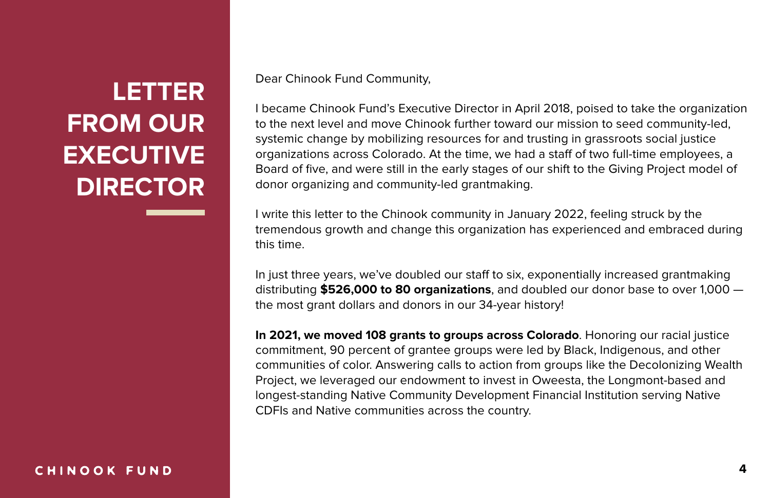# LETTER FROM OUR EXECUTIVE DIRECTOR

Dear Chinook Fund Community,

I became Chinook Fund's Executive Director in April 2018, poised to take the organization to the next level and move Chinook further toward our mission to seed community-led, systemic change by mobilizing resources for and trusting in grassroots social justice organizations across Colorado. At the time, we had a staff of two full-time employees, a Board of five, and were still in the early stages of our shift to the Giving Project model of donor organizing and community-led grantmaking.

I write this letter to the Chinook community in January 2022, feeling struck by the tremendous growth and change this organization has experienced and embraced during this time.

In just three years, we've doubled our staff to six, exponentially increased grantmaking distributing **$526,000 to 80 organizations**, and doubled our donor base to over 1,000 — the most grant dollars and donors in our 34-year history!

**In 2021, we moved 108 grants to groups across Colorado**. Honoring our racial justice commitment, 90 percent of grantee groups were led by Black, Indigenous, and other communities of color. Answering calls to action from groups like the Decolonizing Wealth Project, we leveraged our endowment to invest in Oweesta, the Longmont-based and longest-standing Native Community Development Financial Institution serving Native CDFIs and Native communities across the country.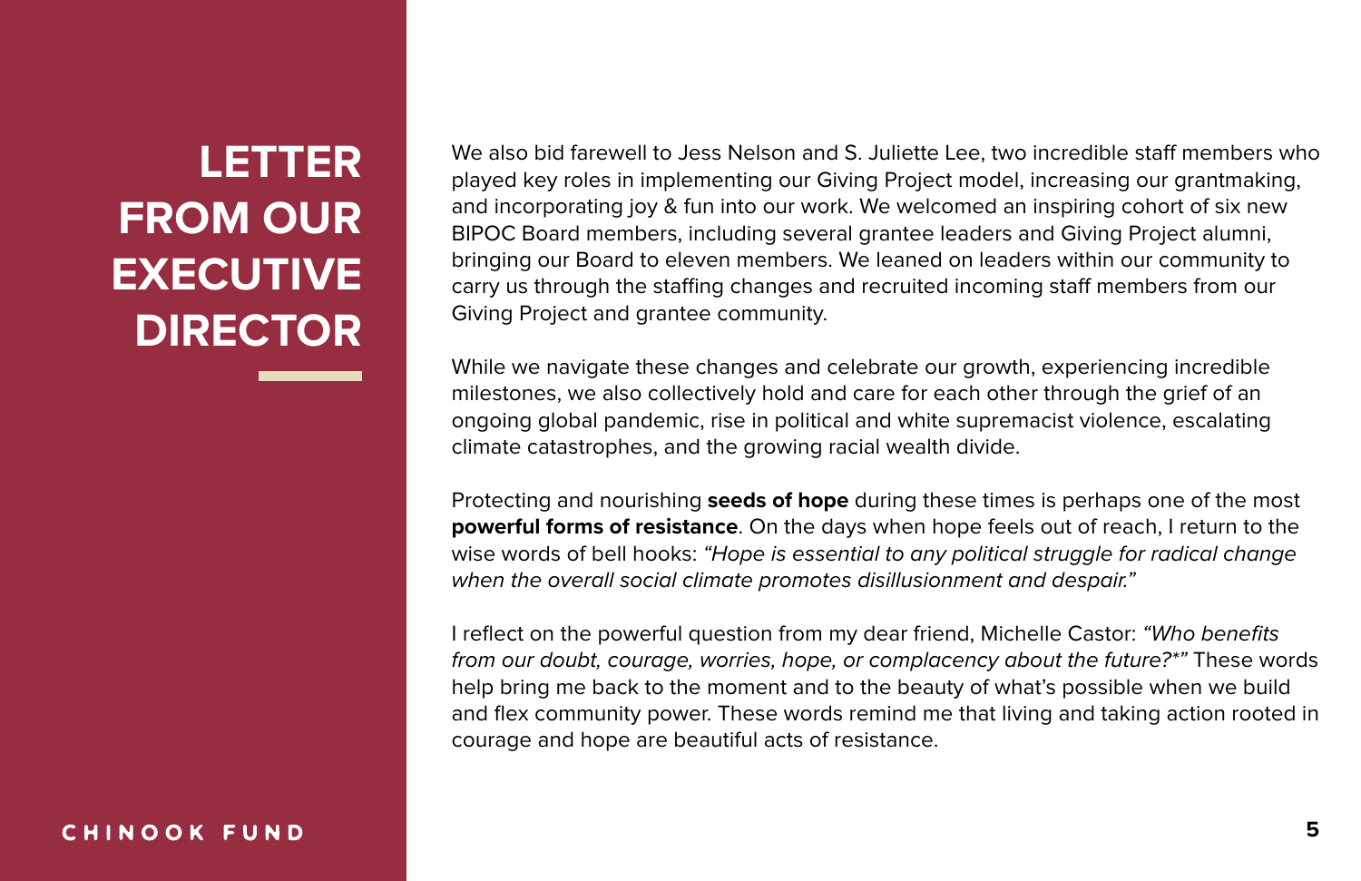# LETTER FROM OUR EXECUTIVE DIRECTOR

We also bid farewell to Jess Nelson and S. Juliette Lee, two incredible staff members who played key roles in implementing our Giving Project model, increasing our grantmaking, and incorporating joy & fun into our work. We welcomed an inspiring cohort of six new BIPOC Board members, including several grantee leaders and Giving Project alumni, bringing our Board to eleven members. We leaned on leaders within our community to carry us through the staffing changes and recruited incoming staff members from our Giving Project and grantee community.

While we navigate these changes and celebrate our growth, experiencing incredible milestones, we also collectively hold and care for each other through the grief of an ongoing global pandemic, rise in political and white supremacist violence, escalating climate catastrophes, and the growing racial wealth divide.

Protecting and nourishing **seeds of hope** during these times is perhaps one of the most **powerful forms of resistance**. On the days when hope feels out of reach, I return to the wise words of bell hooks: *"Hope is essential to any political struggle for radical change when the overall social climate promotes disillusionment and despair."*

I reflect on the powerful question from my dear friend, Michelle Castor: *"Who benefits from our doubt, courage, worries, hope, or complacency about the future?*"* These words help bring me back to the moment and to the beauty of what's possible when we build and flex community power. These words remind me that living and taking action rooted in courage and hope are beautiful acts of resistance.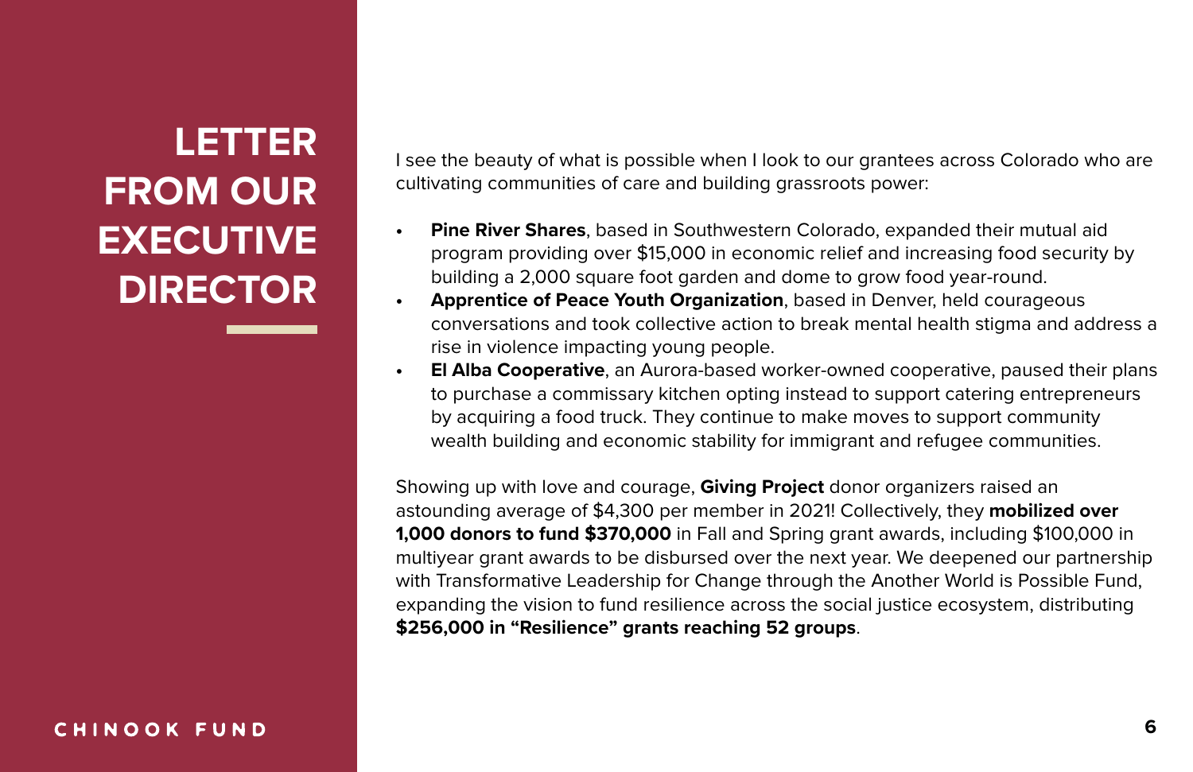# LETTER FROM OUR EXECUTIVE DIRECTOR

I see the beauty of what is possible when I look to our grantees across Colorado who are cultivating communities of care and building grassroots power:

- **Pine River Shares**, based in Southwestern Colorado, expanded their mutual aid program providing over $15,000 in economic relief and increasing food security by building a 2,000 square foot garden and dome to grow food year-round.
- **Apprentice of Peace Youth Organization**, based in Denver, held courageous conversations and took collective action to break mental health stigma and address a rise in violence impacting young people.
- **El Alba Cooperative**, an Aurora-based worker-owned cooperative, paused their plans to purchase a commissary kitchen opting instead to support catering entrepreneurs by acquiring a food truck. They continue to make moves to support community wealth building and economic stability for immigrant and refugee communities.

Showing up with love and courage, **Giving Project** donor organizers raised an astounding average of $4,300 per member in 2021! Collectively, they **mobilized over 1,000 donors to fund $370,000** in Fall and Spring grant awards, including $100,000 in multiyear grant awards to be disbursed over the next year. We deepened our partnership with Transformative Leadership for Change through the Another World is Possible Fund, expanding the vision to fund resilience across the social justice ecosystem, distributing **$256,000 in "Resilience" grants reaching 52 groups**.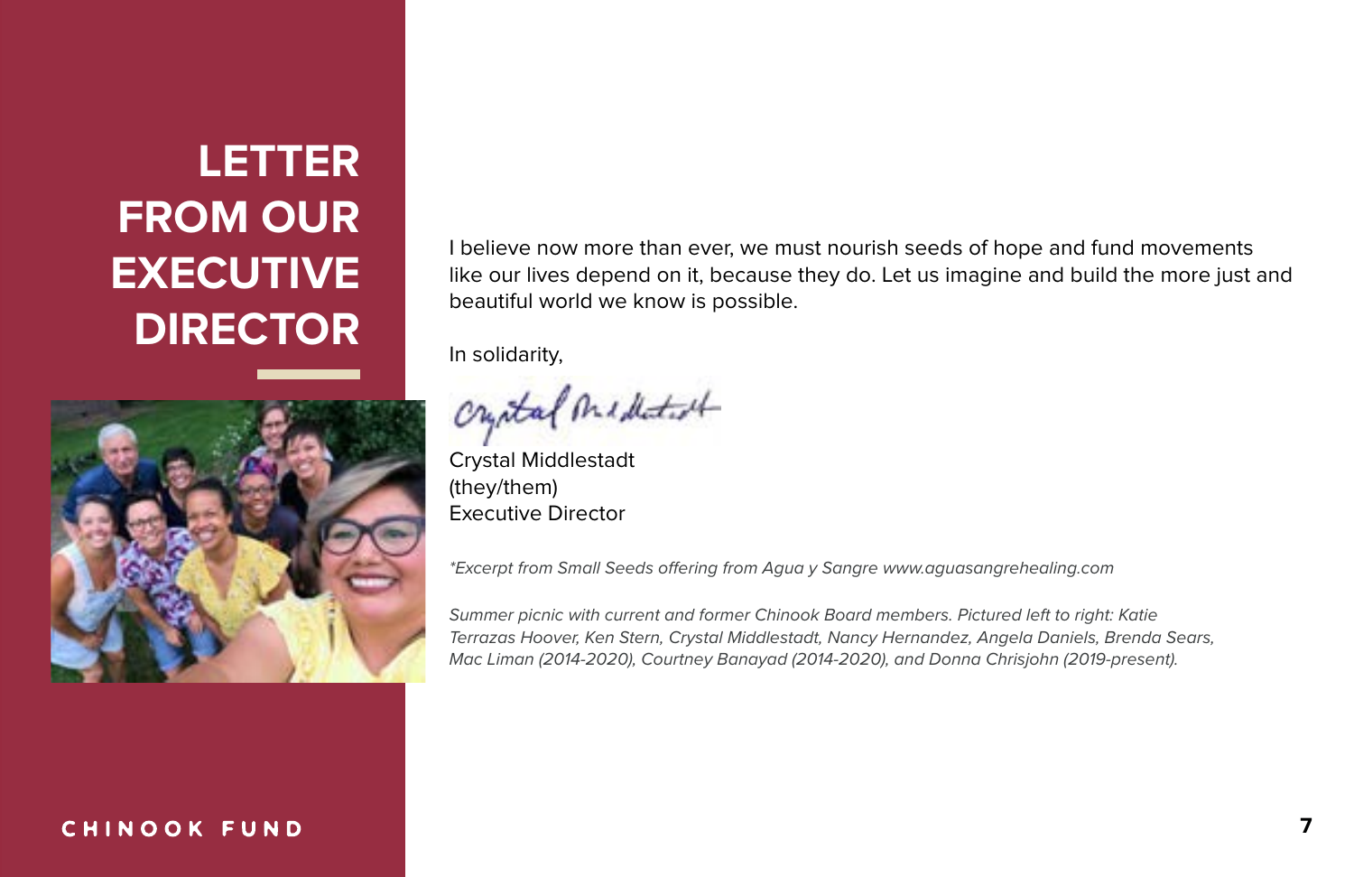# LETTER FROM OUR EXECUTIVE DIRECTOR

I believe now more than ever, we must nourish seeds of hope and fund movements like our lives depend on it, because they do. Let us imagine and build the more just and beautiful world we know is possible.

In solidarity,

Crystal Middlestadt
(they/them)
Executive Director

*\*Excerpt from Small Seeds offering from Agua y Sangre www.aguasangrehealing.com*

*Summer picnic with current and former Chinook Board members. Pictured left to right: Katie Terrazas Hoover, Ken Stern, Crystal Middlestadt, Nancy Hernandez, Angela Daniels, Brenda Sears, Mac Liman (2014-2020), Courtney Banayad (2014-2020), and Donna Chrisjohn (2019-present).*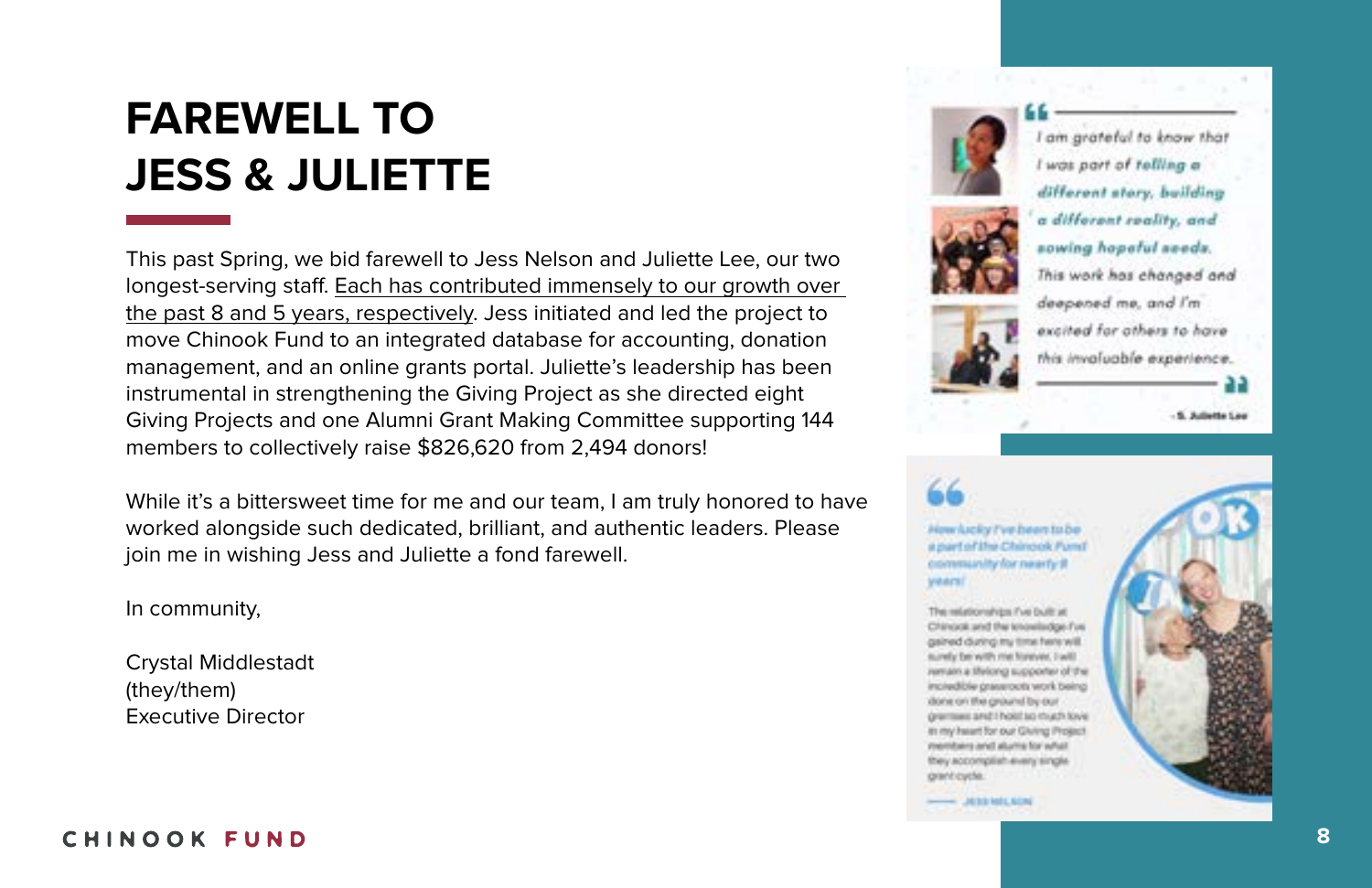# FAREWELL TO JESS & JULIETTE

This past Spring, we bid farewell to Jess Nelson and Juliette Lee, our two longest-serving staff. Each has contributed immensely to our growth over the past 8 and 5 years, respectively. Jess initiated and led the project to move Chinook Fund to an integrated database for accounting, donation management, and an online grants portal. Juliette's leadership has been instrumental in strengthening the Giving Project as she directed eight Giving Projects and one Alumni Grant Making Committee supporting 144 members to collectively raise $826,620 from 2,494 donors!

While it's a bittersweet time for me and our team, I am truly honored to have worked alongside such dedicated, brilliant, and authentic leaders. Please join me in wishing Jess and Juliette a fond farewell.

In community,

Crystal Middlestadt
(they/them)
Executive Director

> "I am grateful to know that I was part of telling a different story, building a different reality, and sowing hopeful seeds. This work has changed and deepened me, and I'm excited for others to have this invaluable experience."
>
> – S. Juliette Lee

> "How lucky I've been to be a part of the Chinook Fund community for nearly 8 years!
>
> The relationships I've built at Chinook and the knowledge I've gained during my time here will surely be with me forever. I will remain a lifelong supporter of the incredible grassroots work being done on the ground by our grantees and I hold so much love in my heart for our Giving Project members and alums for what they accomplish every single grant cycle."
>
> — JESS NELSON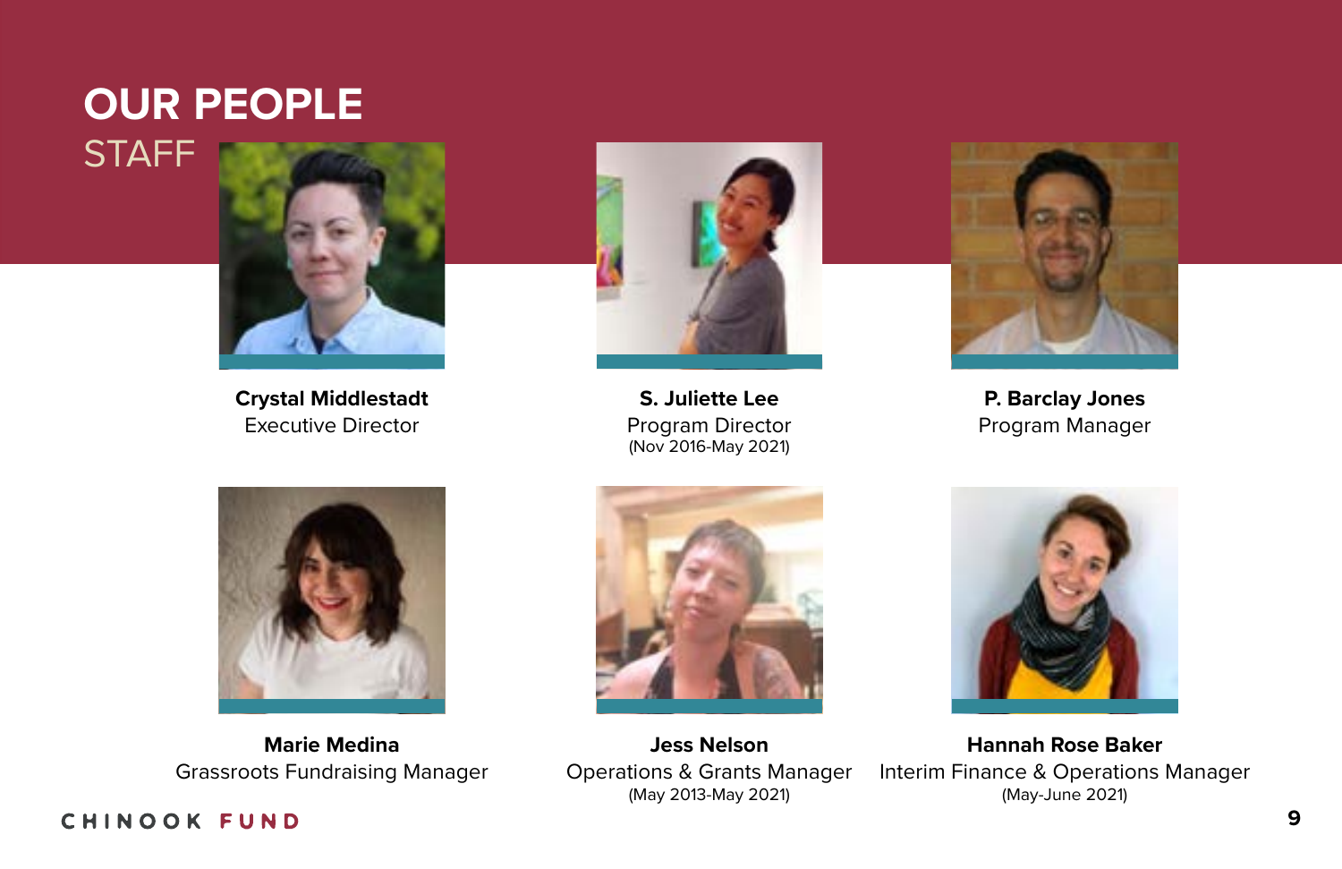# OUR PEOPLE

## STAFF

**Crystal Middlestadt**
Executive Director

**S. Juliette Lee**
Program Director
(Nov 2016-May 2021)

**P. Barclay Jones**
Program Manager

**Marie Medina**
Grassroots Fundraising Manager

**Jess Nelson**
Operations & Grants Manager
(May 2013-May 2021)

**Hannah Rose Baker**
Interim Finance & Operations Manager
(May-June 2021)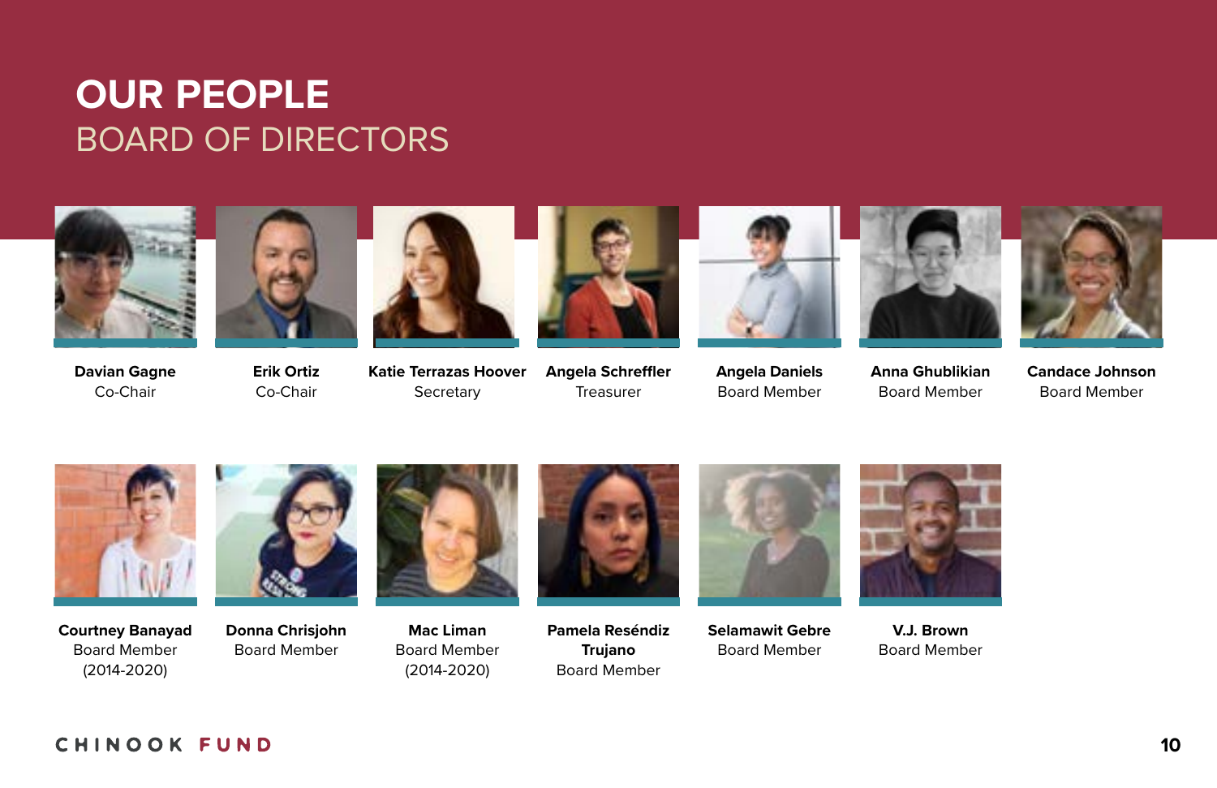# OUR PEOPLE

## BOARD OF DIRECTORS

**Davian Gagne**
Co-Chair

**Erik Ortiz**
Co-Chair

**Katie Terrazas Hoover**
Secretary

**Angela Schreffler**
Treasurer

**Angela Daniels**
Board Member

**Anna Ghublikian**
Board Member

**Candace Johnson**
Board Member

**Courtney Banayad**
Board Member
(2014-2020)

**Donna Chrisjohn**
Board Member

**Mac Liman**
Board Member
(2014-2020)

**Pamela Reséndiz Trujano**
Board Member

**Selamawit Gebre**
Board Member

**V.J. Brown**
Board Member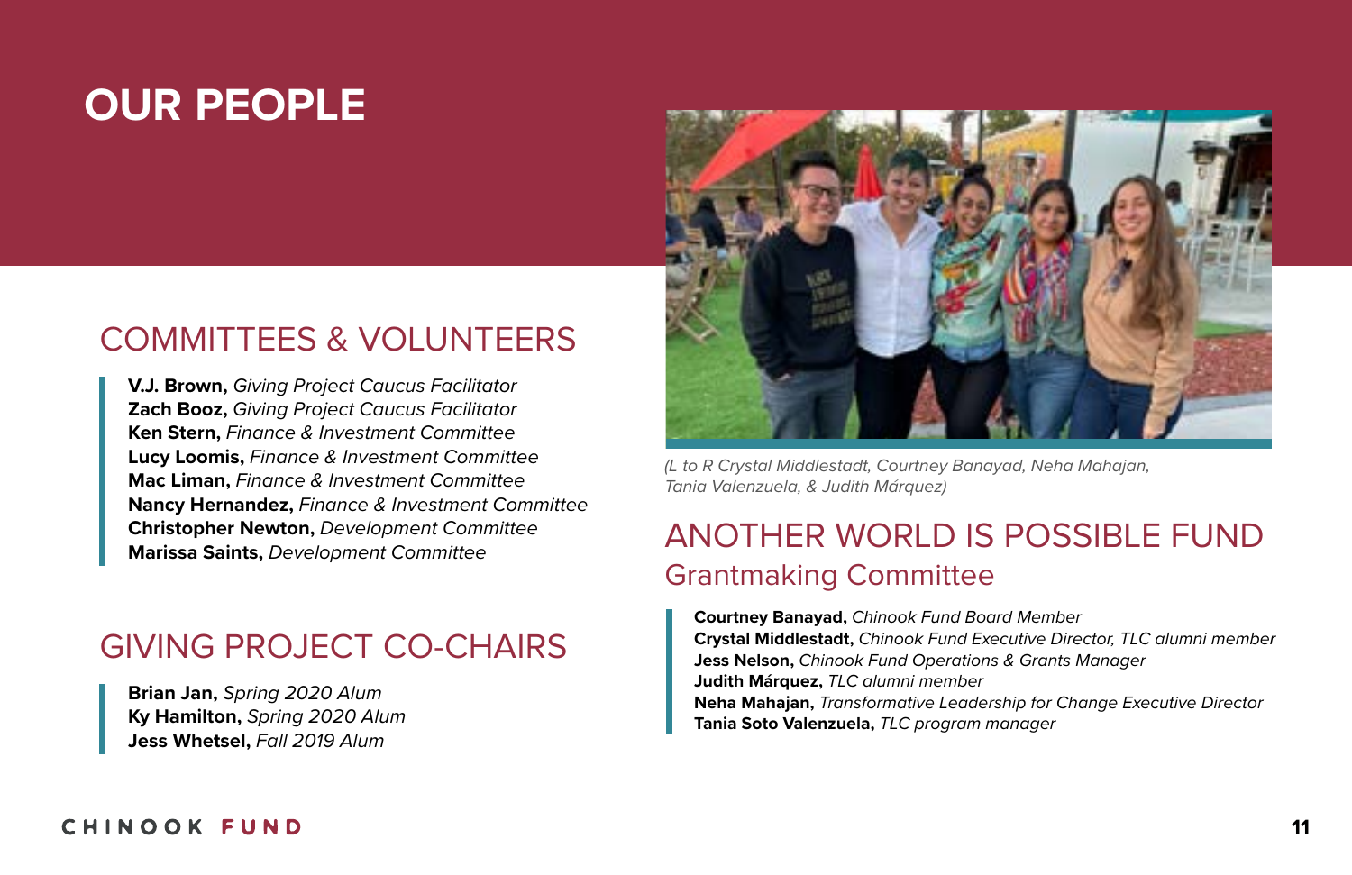# OUR PEOPLE

## COMMITTEES & VOLUNTEERS

**V.J. Brown,** *Giving Project Caucus Facilitator*
**Zach Booz,** *Giving Project Caucus Facilitator*
**Ken Stern,** *Finance & Investment Committee*
**Lucy Loomis,** *Finance & Investment Committee*
**Mac Liman,** *Finance & Investment Committee*
**Nancy Hernandez,** *Finance & Investment Committee*
**Christopher Newton,** *Development Committee*
**Marissa Saints,** *Development Committee*

## GIVING PROJECT CO-CHAIRS

**Brian Jan,** *Spring 2020 Alum*
**Ky Hamilton,** *Spring 2020 Alum*
**Jess Whetsel,** *Fall 2019 Alum*

*(L to R Crystal Middlestadt, Courtney Banayad, Neha Mahajan, Tania Valenzuela, & Judith Márquez)*

## ANOTHER WORLD IS POSSIBLE FUND

### Grantmaking Committee

**Courtney Banayad,** *Chinook Fund Board Member*
**Crystal Middlestadt,** *Chinook Fund Executive Director, TLC alumni member*
**Jess Nelson,** *Chinook Fund Operations & Grants Manager*
**Judith Márquez,** *TLC alumni member*
**Neha Mahajan,** *Transformative Leadership for Change Executive Director*
**Tania Soto Valenzuela,** *TLC program manager*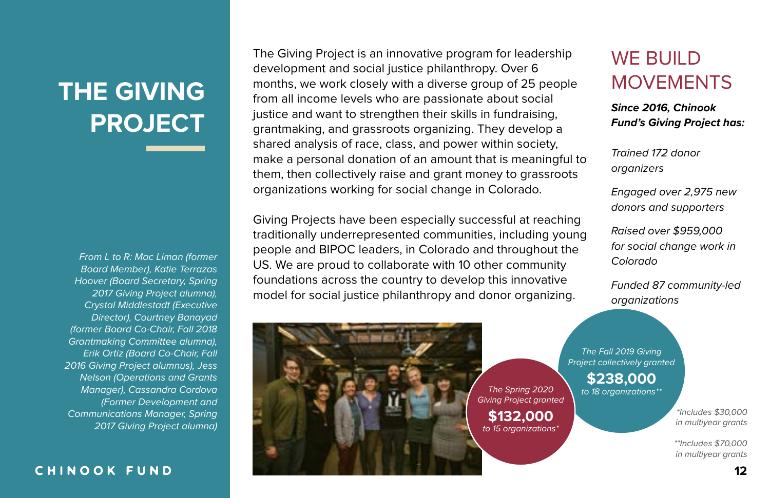# THE GIVING PROJECT

*From L to R: Mac Liman (former Board Member), Katie Terrazas Hoover (Board Secretary, Spring 2017 Giving Project alumna), Crystal Middlestadt (Executive Director), Courtney Banayad (former Board Co-Chair, Fall 2018 Grantmaking Committee alumna), Erik Ortiz (Board Co-Chair, Fall 2016 Giving Project alumnus), Jess Nelson (Operations and Grants Manager), Cassandra Cordova (Former Development and Communications Manager, Spring 2017 Giving Project alumna)*

The Giving Project is an innovative program for leadership development and social justice philanthropy. Over 6 months, we work closely with a diverse group of 25 people from all income levels who are passionate about social justice and want to strengthen their skills in fundraising, grantmaking, and grassroots organizing. They develop a shared analysis of race, class, and power within society, make a personal donation of an amount that is meaningful to them, then collectively raise and grant money to grassroots organizations working for social change in Colorado.

Giving Projects have been especially successful at reaching traditionally underrepresented communities, including young people and BIPOC leaders, in Colorado and throughout the US. We are proud to collaborate with 10 other community foundations across the country to develop this innovative model for social justice philanthropy and donor organizing.

## WE BUILD MOVEMENTS

***Since 2016, Chinook Fund's Giving Project has:***

*Trained 172 donor organizers*

*Engaged over 2,975 new donors and supporters*

*Raised over $959,000 for social change work in Colorado*

*Funded 87 community-led organizations*

*The Spring 2020 Giving Project granted* **$132,000** *to 15 organizations**

*The Fall 2019 Giving Project collectively granted* **$238,000** *to 18 organizations***

*\*Includes $30,000 in multiyear grants*

*\*\*Includes $70,000 in multiyear grants*

CHINOOK FUND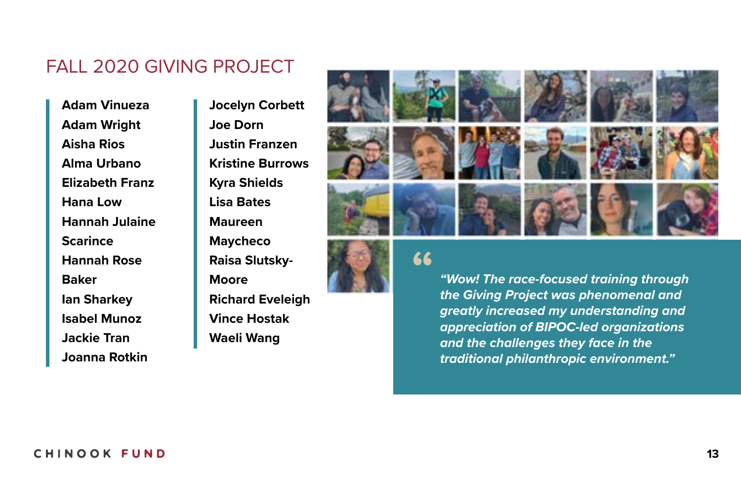## FALL 2020 GIVING PROJECT

- Adam Vinueza
- Adam Wright
- Aisha Rios
- Alma Urbano
- Elizabeth Franz
- Hana Low
- Hannah Julaine Scarince
- Hannah Rose Baker
- Ian Sharkey
- Isabel Munoz
- Jackie Tran
- Joanna Rotkin
- Jocelyn Corbett
- Joe Dorn
- Justin Franzen
- Kristine Burrows
- Kyra Shields
- Lisa Bates
- Maureen Maycheco
- Raisa Slutsky-Moore
- Richard Eveleigh
- Vince Hostak
- Waeli Wang

*"Wow! The race-focused training through the Giving Project was phenomenal and greatly increased my understanding and appreciation of BIPOC-led organizations and the challenges they face in the traditional philanthropic environment."*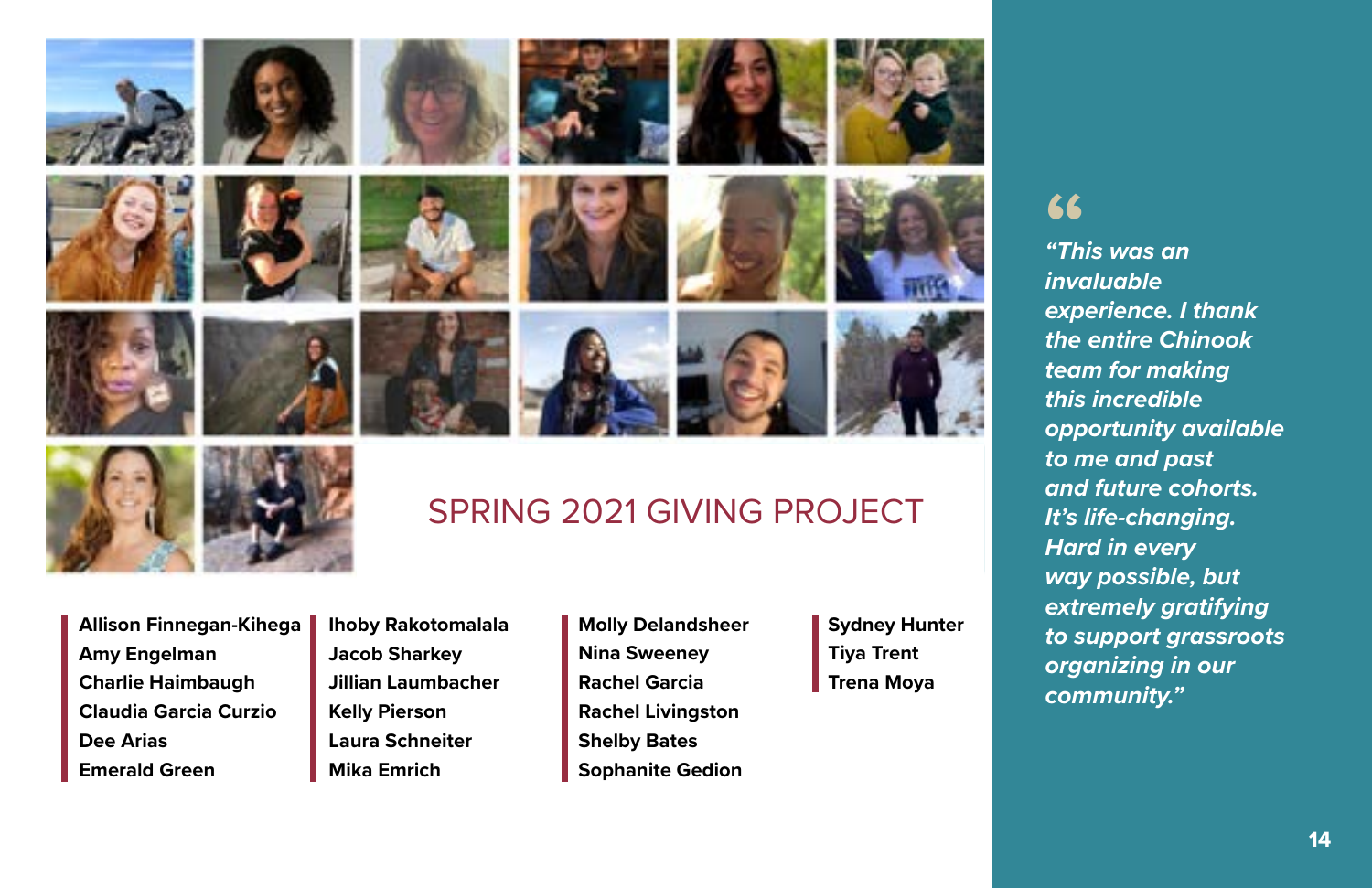## SPRING 2021 GIVING PROJECT

- Allison Finnegan-Kihega
- Amy Engelman
- Charlie Haimbaugh
- Claudia Garcia Curzio
- Dee Arias
- Emerald Green
- Ihoby Rakotomalala
- Jacob Sharkey
- Jillian Laumbacher
- Kelly Pierson
- Laura Schneiter
- Mika Emrich
- Molly Delandsheer
- Nina Sweeney
- Rachel Garcia
- Rachel Livingston
- Shelby Bates
- Sophanite Gedion
- Sydney Hunter
- Tiya Trent
- Trena Moya

> *"This was an invaluable experience. I thank the entire Chinook team for making this incredible opportunity available to me and past and future cohorts. It's life-changing. Hard in every way possible, but extremely gratifying to support grassroots organizing in our community."*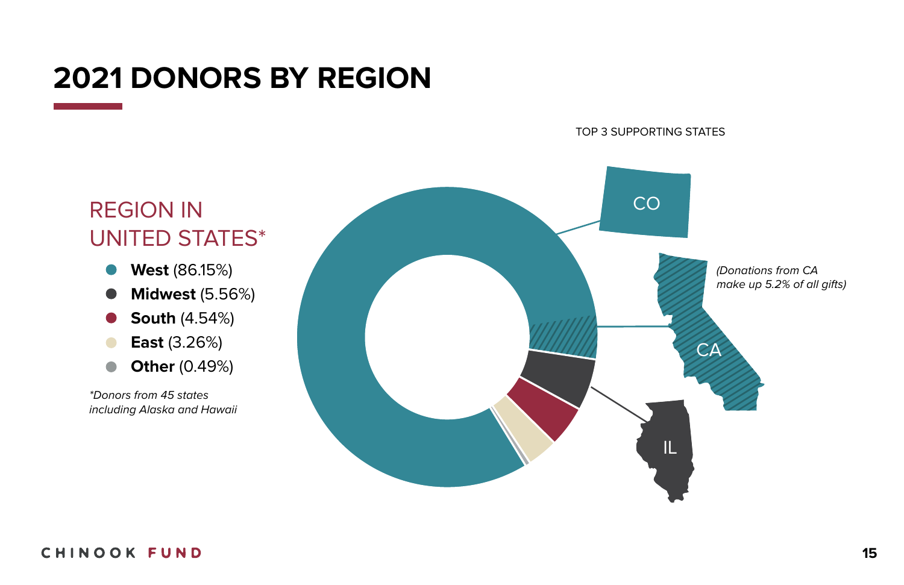# 2021 DONORS BY REGION

## REGION IN UNITED STATES*

- **West** (86.15%)
- **Midwest** (5.56%)
- **South** (4.54%)
- **East** (3.26%)
- **Other** (0.49%)

*\*Donors from 45 states including Alaska and Hawaii*

TOP 3 SUPPORTING STATES

CO

CA

*(Donations from CA make up 5.2% of all gifts)*

IL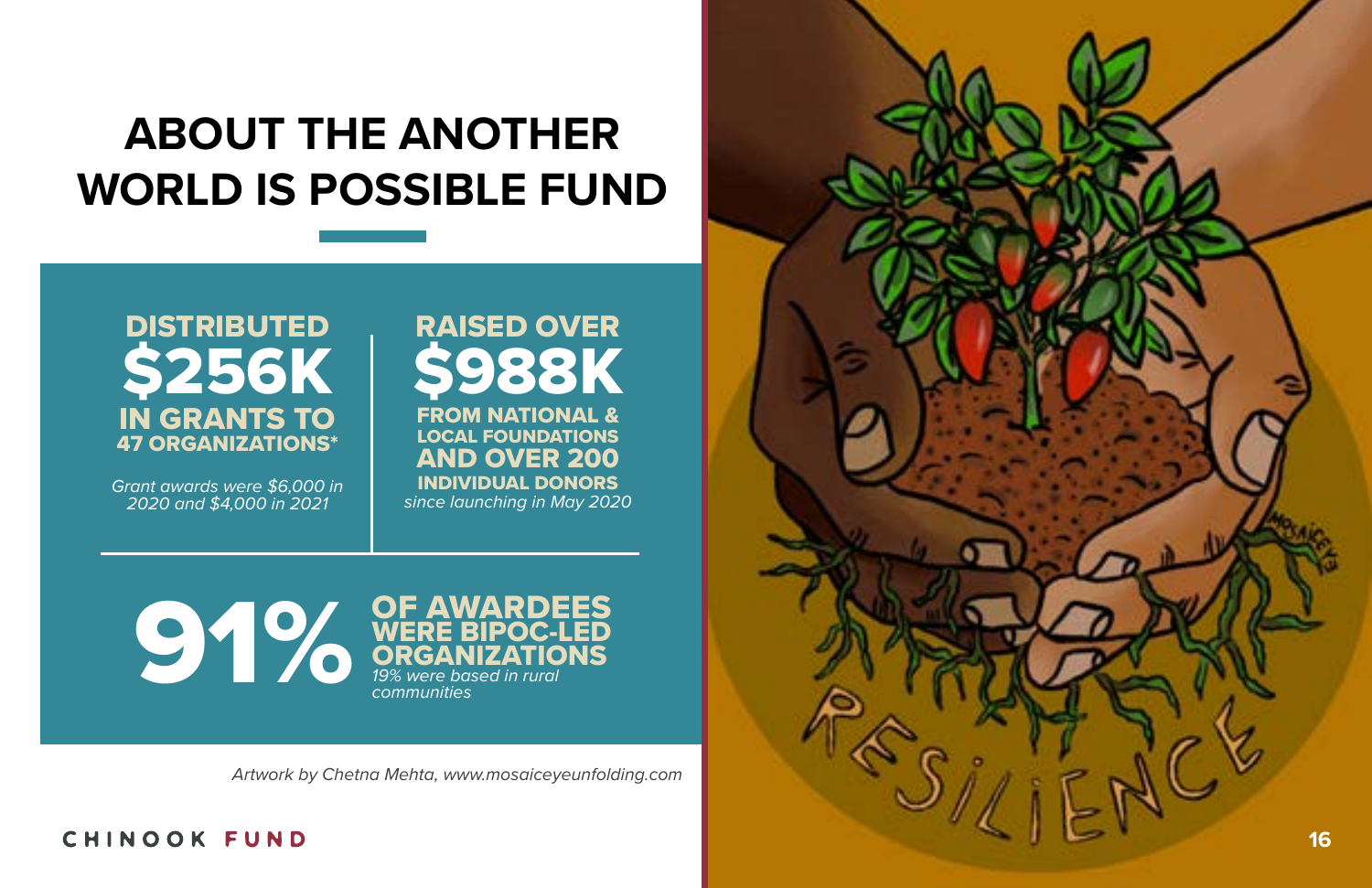# ABOUT THE ANOTHER WORLD IS POSSIBLE FUND

**DISTRIBUTED $256K IN GRANTS TO 47 ORGANIZATIONS***

*Grant awards were $6,000 in 2020 and $4,000 in 2021*

**RAISED OVER $988K FROM NATIONAL & LOCAL FOUNDATIONS AND OVER 200 INDIVIDUAL DONORS** *since launching in May 2020*

**91% OF AWARDEES WERE BIPOC-LED ORGANIZATIONS**

*19% were based in rural communities*

*Artwork by Chetna Mehta, www.mosaiceyeunfolding.com*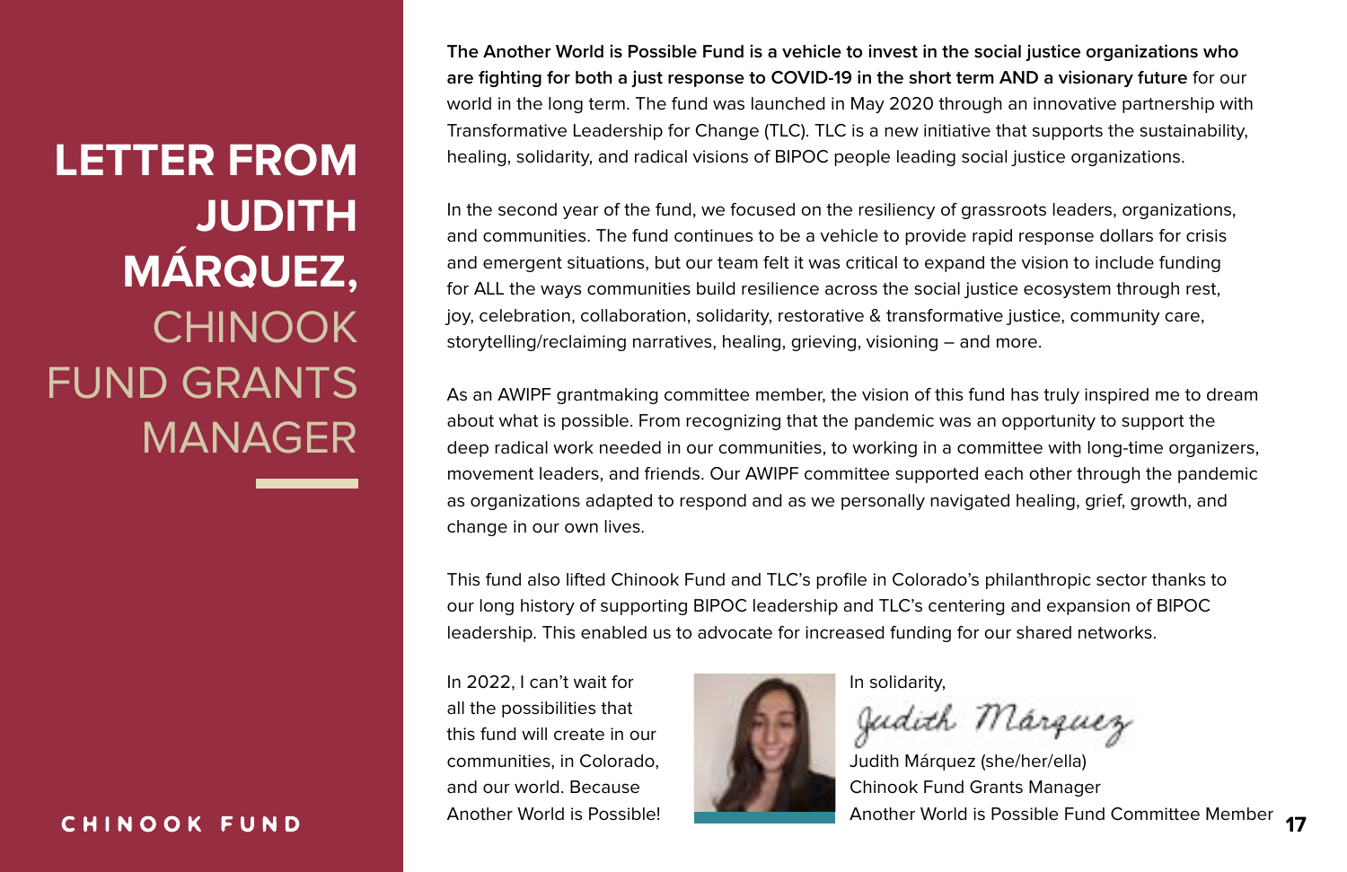# LETTER FROM JUDITH MÁRQUEZ, CHINOOK FUND GRANTS MANAGER

**The Another World is Possible Fund is a vehicle to invest in the social justice organizations who are fighting for both a just response to COVID-19 in the short term AND a visionary future** for our world in the long term. The fund was launched in May 2020 through an innovative partnership with Transformative Leadership for Change (TLC). TLC is a new initiative that supports the sustainability, healing, solidarity, and radical visions of BIPOC people leading social justice organizations.

In the second year of the fund, we focused on the resiliency of grassroots leaders, organizations, and communities. The fund continues to be a vehicle to provide rapid response dollars for crisis and emergent situations, but our team felt it was critical to expand the vision to include funding for ALL the ways communities build resilience across the social justice ecosystem through rest, joy, celebration, collaboration, solidarity, restorative & transformative justice, community care, storytelling/reclaiming narratives, healing, grieving, visioning – and more.

As an AWIPF grantmaking committee member, the vision of this fund has truly inspired me to dream about what is possible. From recognizing that the pandemic was an opportunity to support the deep radical work needed in our communities, to working in a committee with long-time organizers, movement leaders, and friends. Our AWIPF committee supported each other through the pandemic as organizations adapted to respond and as we personally navigated healing, grief, growth, and change in our own lives.

This fund also lifted Chinook Fund and TLC's profile in Colorado's philanthropic sector thanks to our long history of supporting BIPOC leadership and TLC's centering and expansion of BIPOC leadership. This enabled us to advocate for increased funding for our shared networks.

In 2022, I can't wait for all the possibilities that this fund will create in our communities, in Colorado, and our world. Because Another World is Possible!

In solidarity,

*Judith Márquez*

Judith Márquez (she/her/ella)
Chinook Fund Grants Manager
Another World is Possible Fund Committee Member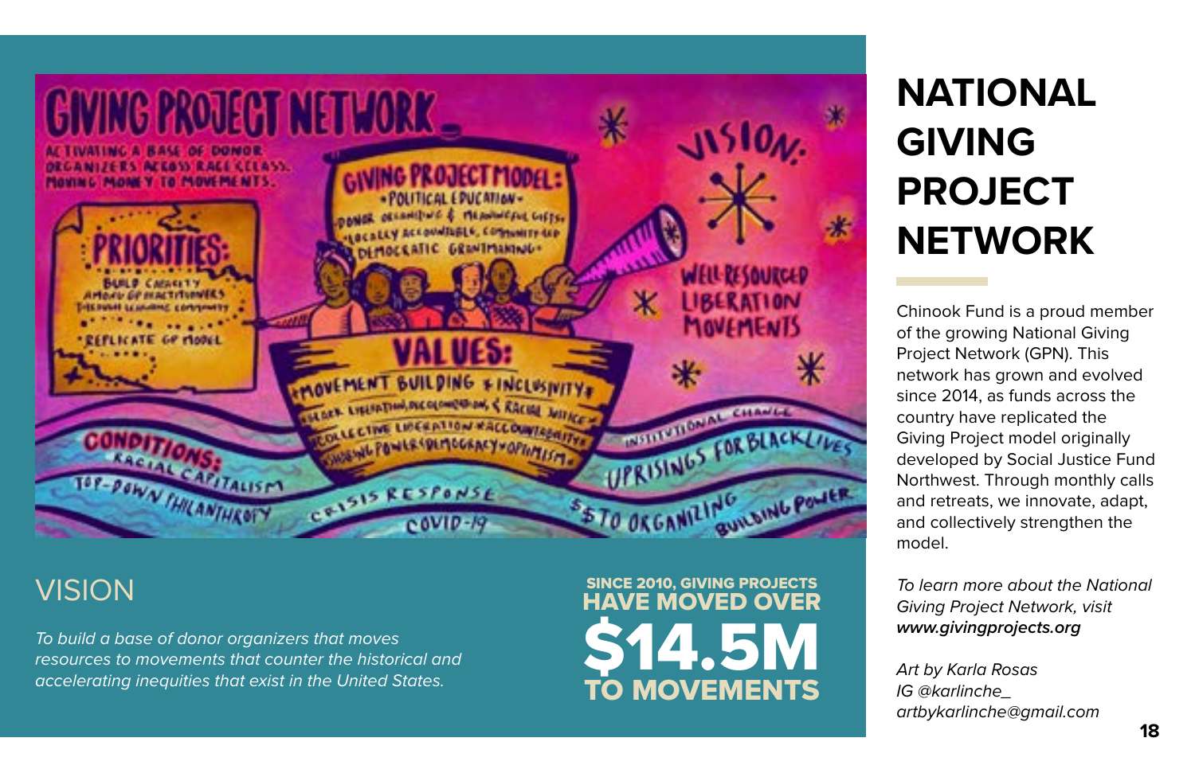# NATIONAL GIVING PROJECT NETWORK

Chinook Fund is a proud member of the growing National Giving Project Network (GPN). This network has grown and evolved since 2014, as funds across the country have replicated the Giving Project model originally developed by Social Justice Fund Northwest. Through monthly calls and retreats, we innovate, adapt, and collectively strengthen the model.

*To learn more about the National Giving Project Network, visit* ***www.givingprojects.org***

*Art by Karla Rosas*
*IG @karlinche_*
*artbykarlinche@gmail.com*

## VISION

*To build a base of donor organizers that moves resources to movements that counter the historical and accelerating inequities that exist in the United States.*

**SINCE 2010, GIVING PROJECTS HAVE MOVED OVER $14.5M TO MOVEMENTS**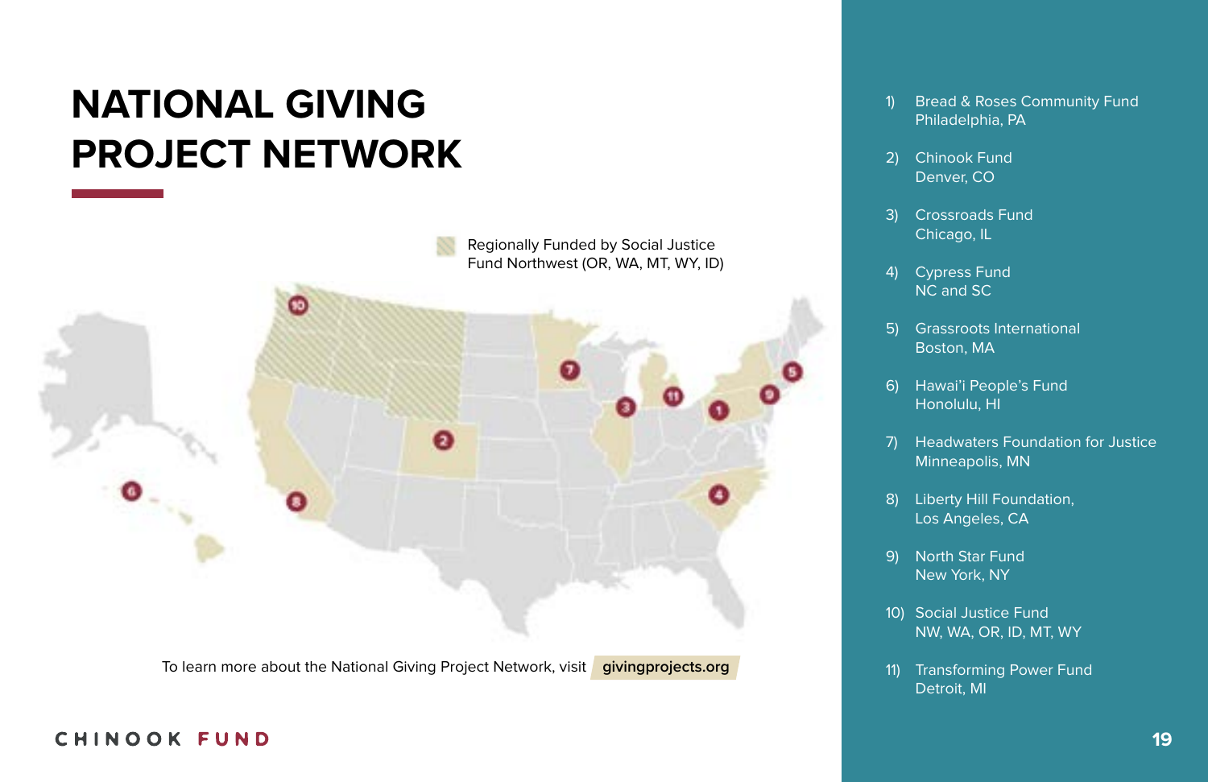# NATIONAL GIVING PROJECT NETWORK

Regionally Funded by Social Justice Fund Northwest (OR, WA, MT, WY, ID)

To learn more about the National Giving Project Network, visit **givingprojects.org**

1) Bread & Roses Community Fund
   Philadelphia, PA

2) Chinook Fund
   Denver, CO

3) Crossroads Fund
   Chicago, IL

4) Cypress Fund
   NC and SC

5) Grassroots International
   Boston, MA

6) Hawai'i People's Fund
   Honolulu, HI

7) Headwaters Foundation for Justice
   Minneapolis, MN

8) Liberty Hill Foundation,
   Los Angeles, CA

9) North Star Fund
   New York, NY

10) Social Justice Fund
    NW, WA, OR, ID, MT, WY

11) Transforming Power Fund
    Detroit, MI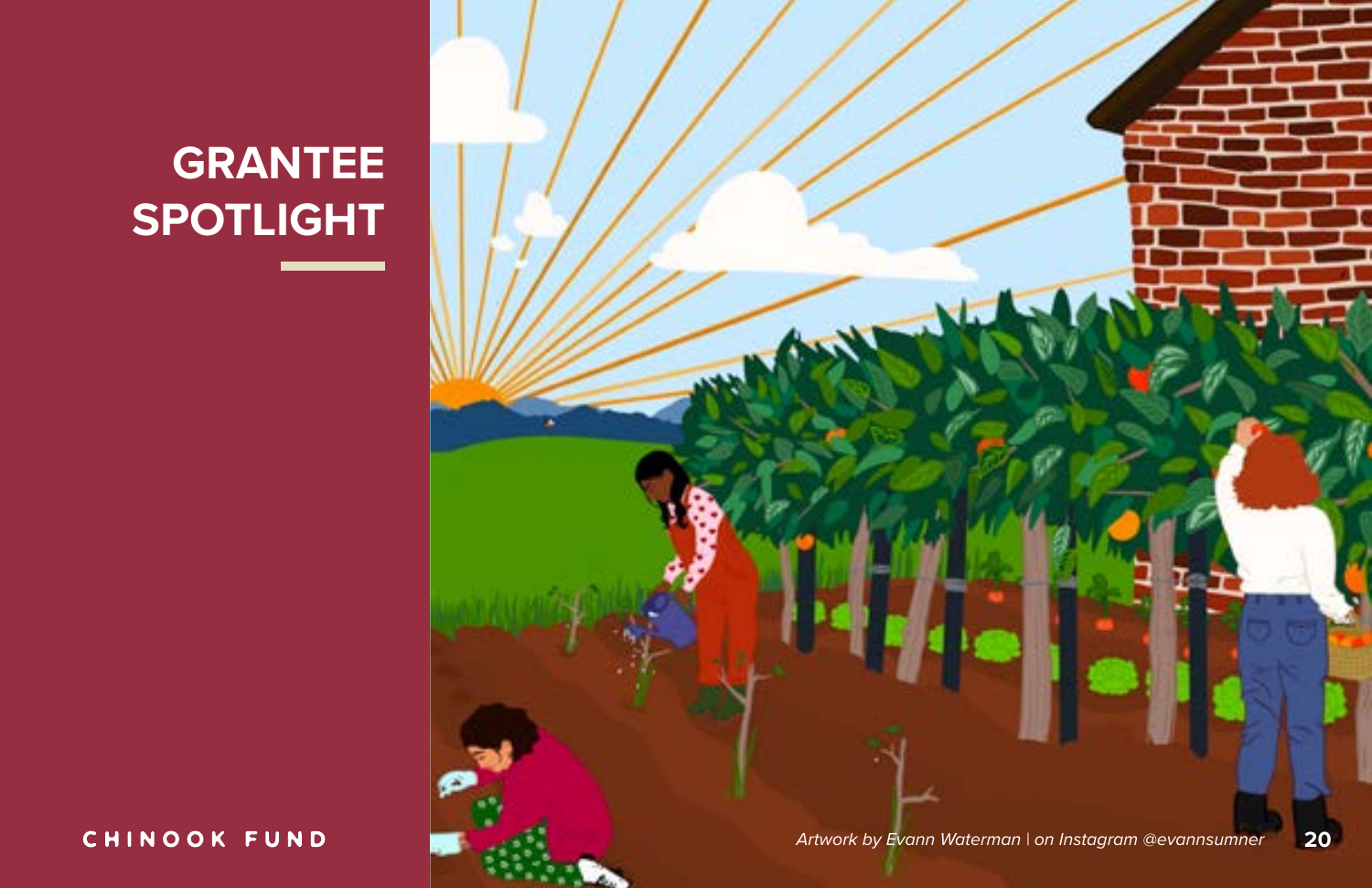# GRANTEE SPOTLIGHT

CHINOOK FUND

*Artwork by Evann Waterman | on Instagram @evannsumner*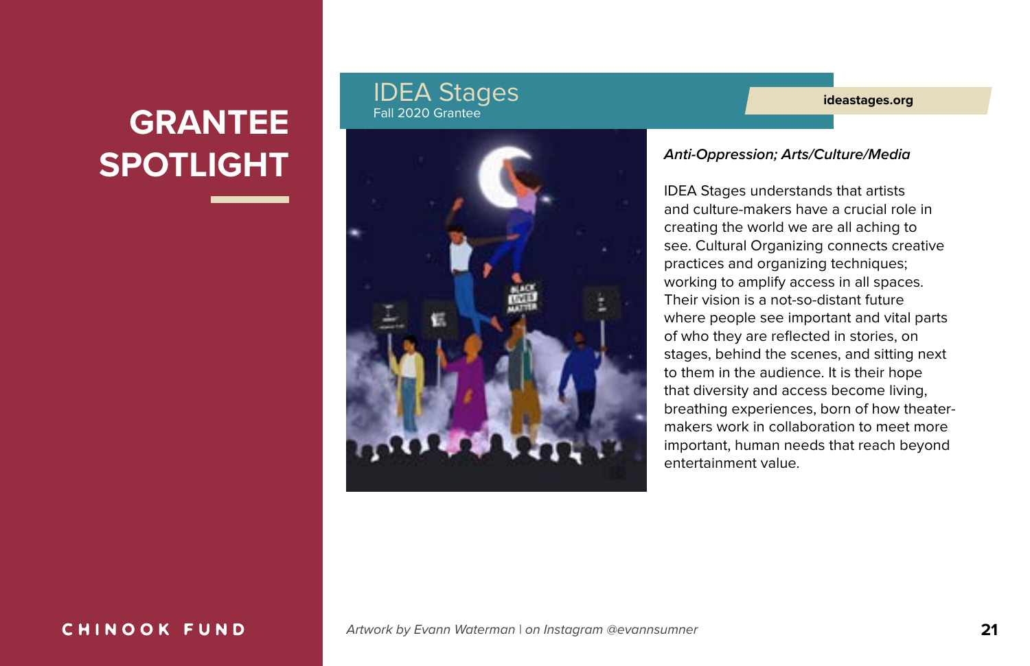# GRANTEE SPOTLIGHT

## IDEA Stages

Fall 2020 Grantee

ideastages.org

***Anti-Oppression; Arts/Culture/Media***

IDEA Stages understands that artists and culture-makers have a crucial role in creating the world we are all aching to see. Cultural Organizing connects creative practices and organizing techniques; working to amplify access in all spaces. Their vision is a not-so-distant future where people see important and vital parts of who they are reflected in stories, on stages, behind the scenes, and sitting next to them in the audience. It is their hope that diversity and access become living, breathing experiences, born of how theater-makers work in collaboration to meet more important, human needs that reach beyond entertainment value.

*Artwork by Evann Waterman | on Instagram @evannsumner*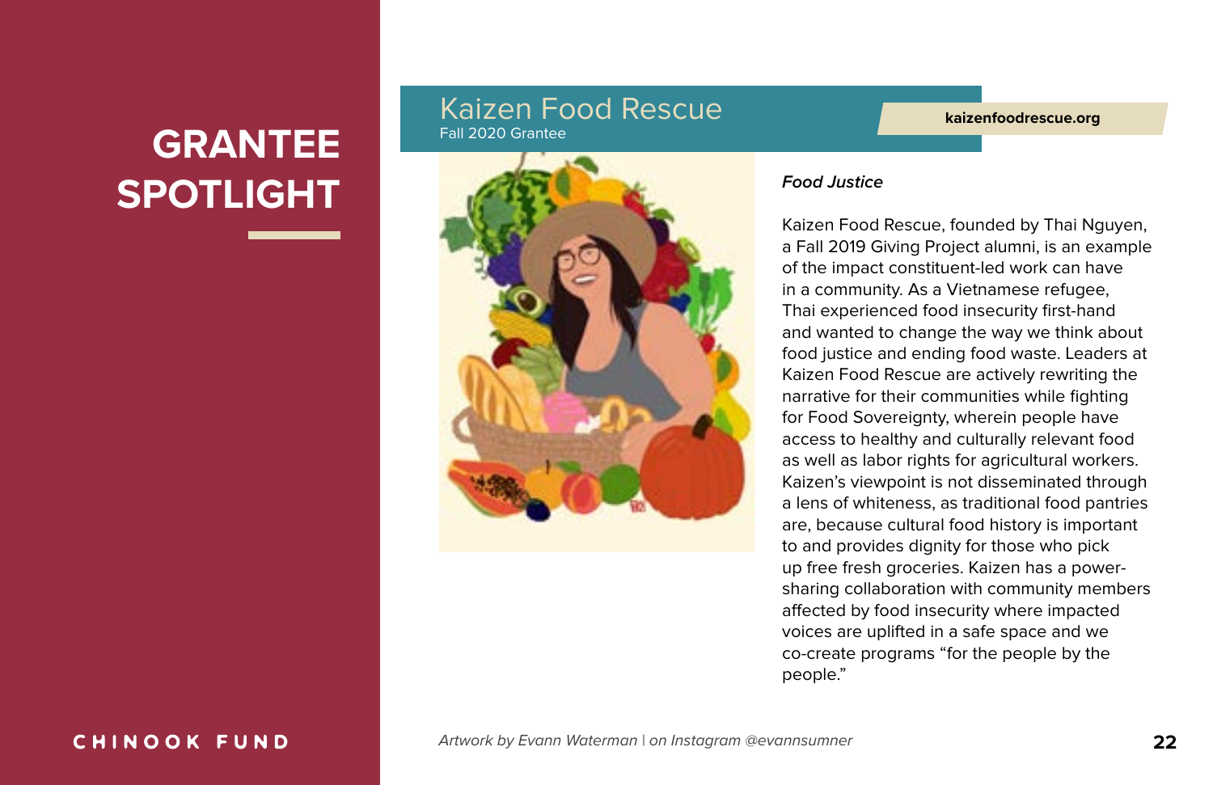# GRANTEE SPOTLIGHT

## Kaizen Food Rescue

Fall 2020 Grantee

**kaizenfoodrescue.org**

***Food Justice***

Kaizen Food Rescue, founded by Thai Nguyen, a Fall 2019 Giving Project alumni, is an example of the impact constituent-led work can have in a community. As a Vietnamese refugee, Thai experienced food insecurity first-hand and wanted to change the way we think about food justice and ending food waste. Leaders at Kaizen Food Rescue are actively rewriting the narrative for their communities while fighting for Food Sovereignty, wherein people have access to healthy and culturally relevant food as well as labor rights for agricultural workers. Kaizen's viewpoint is not disseminated through a lens of whiteness, as traditional food pantries are, because cultural food history is important to and provides dignity for those who pick up free fresh groceries. Kaizen has a power-sharing collaboration with community members affected by food insecurity where impacted voices are uplifted in a safe space and we co-create programs "for the people by the people."

*Artwork by Evann Waterman | on Instagram @evannsumner*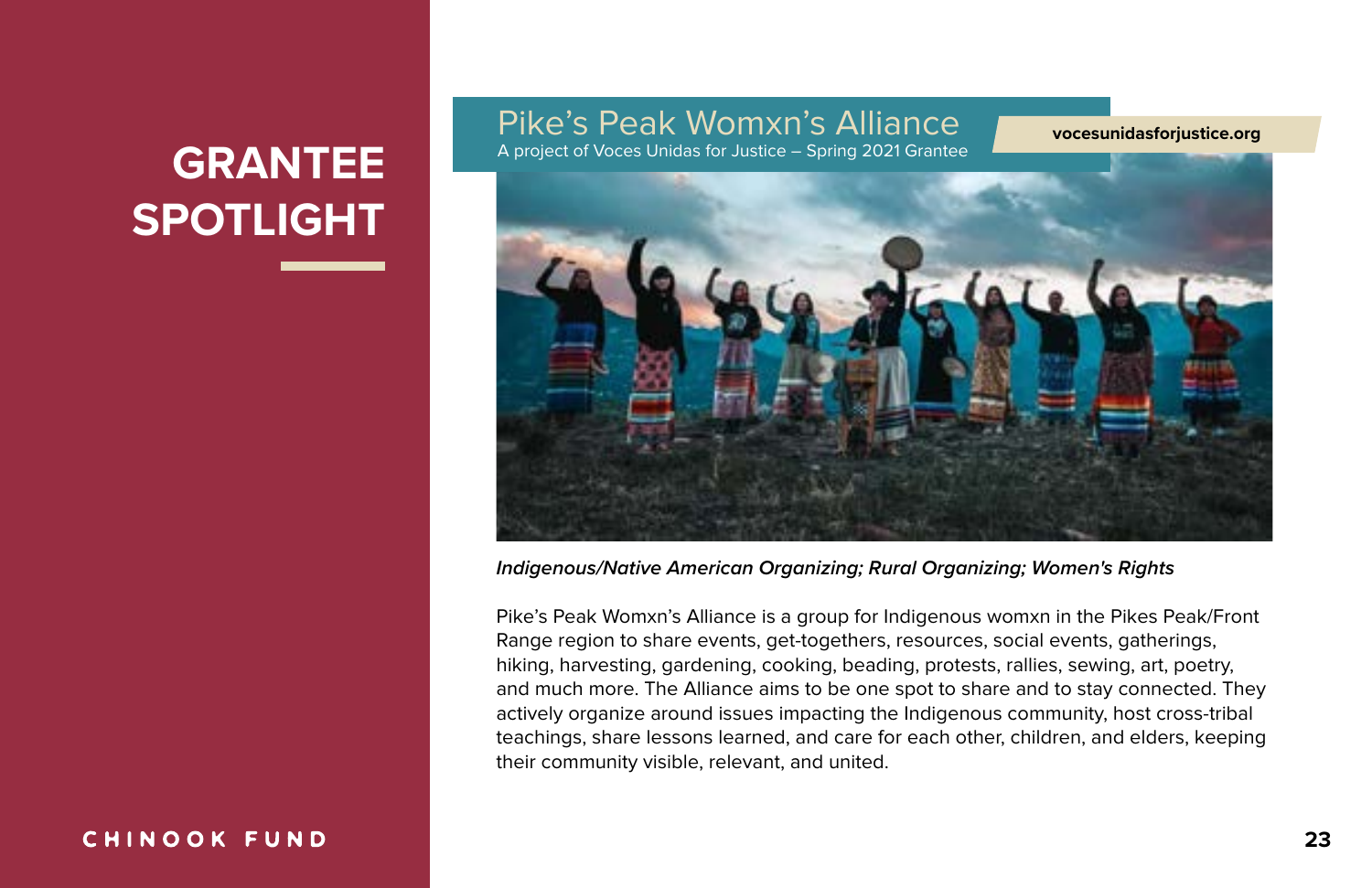# GRANTEE SPOTLIGHT

## Pike's Peak Womxn's Alliance

A project of Voces Unidas for Justice – Spring 2021 Grantee

vocesunidasforjustice.org

***Indigenous/Native American Organizing; Rural Organizing; Women's Rights***

Pike's Peak Womxn's Alliance is a group for Indigenous womxn in the Pikes Peak/Front Range region to share events, get-togethers, resources, social events, gatherings, hiking, harvesting, gardening, cooking, beading, protests, rallies, sewing, art, poetry, and much more. The Alliance aims to be one spot to share and to stay connected. They actively organize around issues impacting the Indigenous community, host cross-tribal teachings, share lessons learned, and care for each other, children, and elders, keeping their community visible, relevant, and united.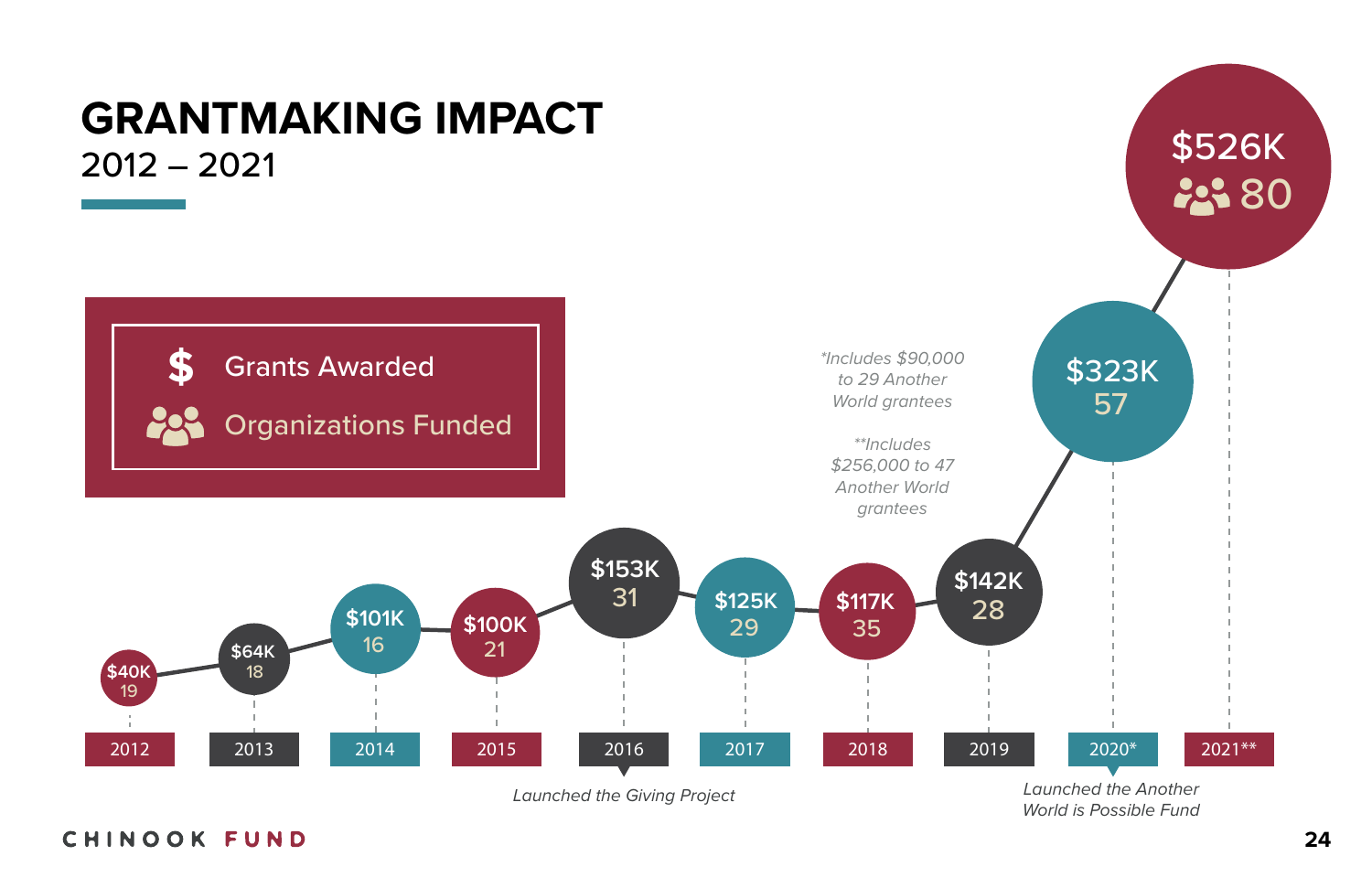# GRANTMAKING IMPACT

2012 – 2021

**Legend:**

- $ Grants Awarded
- Organizations Funded

| Year | Grants Awarded | Organizations Funded |
|---|---|---|
| 2012 | $40K | 19 |
| 2013 | $64K | 18 |
| 2014 | $101K | 16 |
| 2015 | $100K | 21 |
| 2016 | $153K | 31 |
| 2017 | $125K | 29 |
| 2018 | $117K | 35 |
| 2019 | $142K | 28 |
| 2020* | $323K | 57 |
| 2021** | $526K | 80 |

2016: *Launched the Giving Project*

2020: *Launched the Another World is Possible Fund*

**Includes $90,000 to 29 Another World grantees*

***Includes $256,000 to 47 Another World grantees*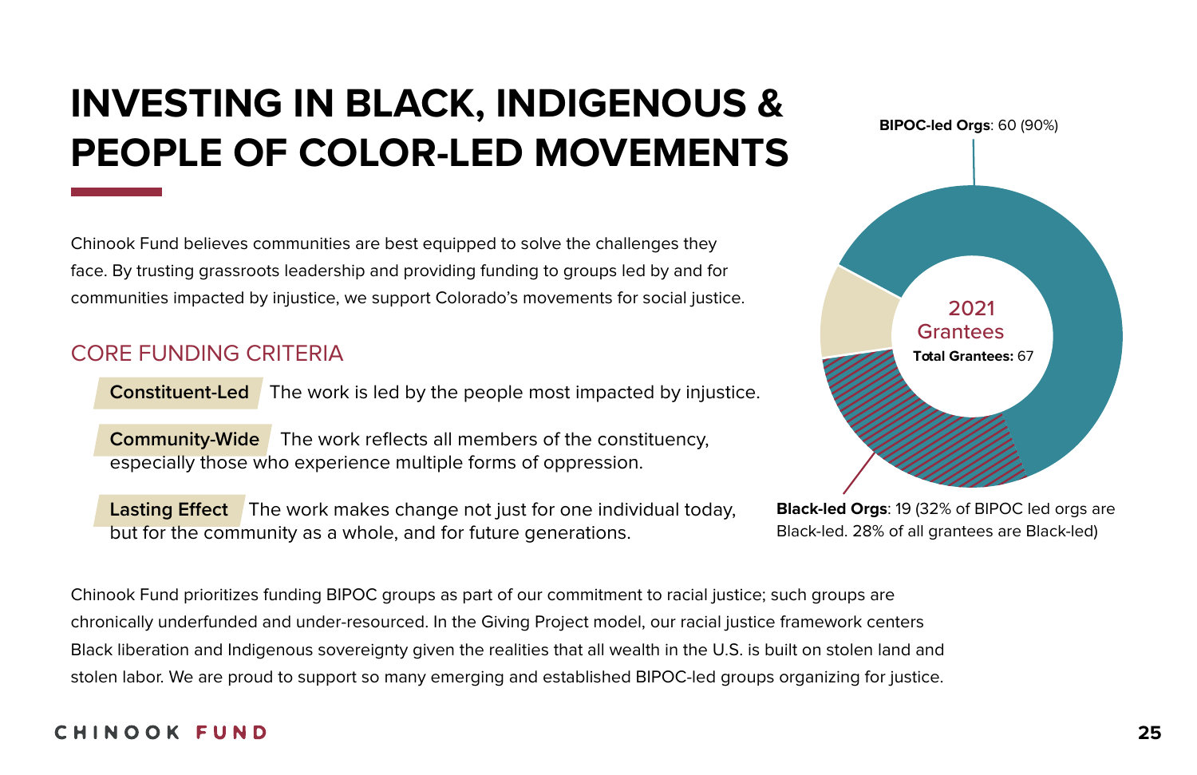# INVESTING IN BLACK, INDIGENOUS & PEOPLE OF COLOR-LED MOVEMENTS

Chinook Fund believes communities are best equipped to solve the challenges they face. By trusting grassroots leadership and providing funding to groups led by and for communities impacted by injustice, we support Colorado's movements for social justice.

## CORE FUNDING CRITERIA

**Constituent-Led** The work is led by the people most impacted by injustice.

**Community-Wide** The work reflects all members of the constituency, especially those who experience multiple forms of oppression.

**Lasting Effect** The work makes change not just for one individual today, but for the community as a whole, and for future generations.

**BIPOC-led Orgs**: 60 (90%)

2021 Grantees

**Total Grantees:** 67

**Black-led Orgs**: 19 (32% of BIPOC led orgs are Black-led. 28% of all grantees are Black-led)

Chinook Fund prioritizes funding BIPOC groups as part of our commitment to racial justice; such groups are chronically underfunded and under-resourced. In the Giving Project model, our racial justice framework centers Black liberation and Indigenous sovereignty given the realities that all wealth in the U.S. is built on stolen land and stolen labor. We are proud to support so many emerging and established BIPOC-led groups organizing for justice.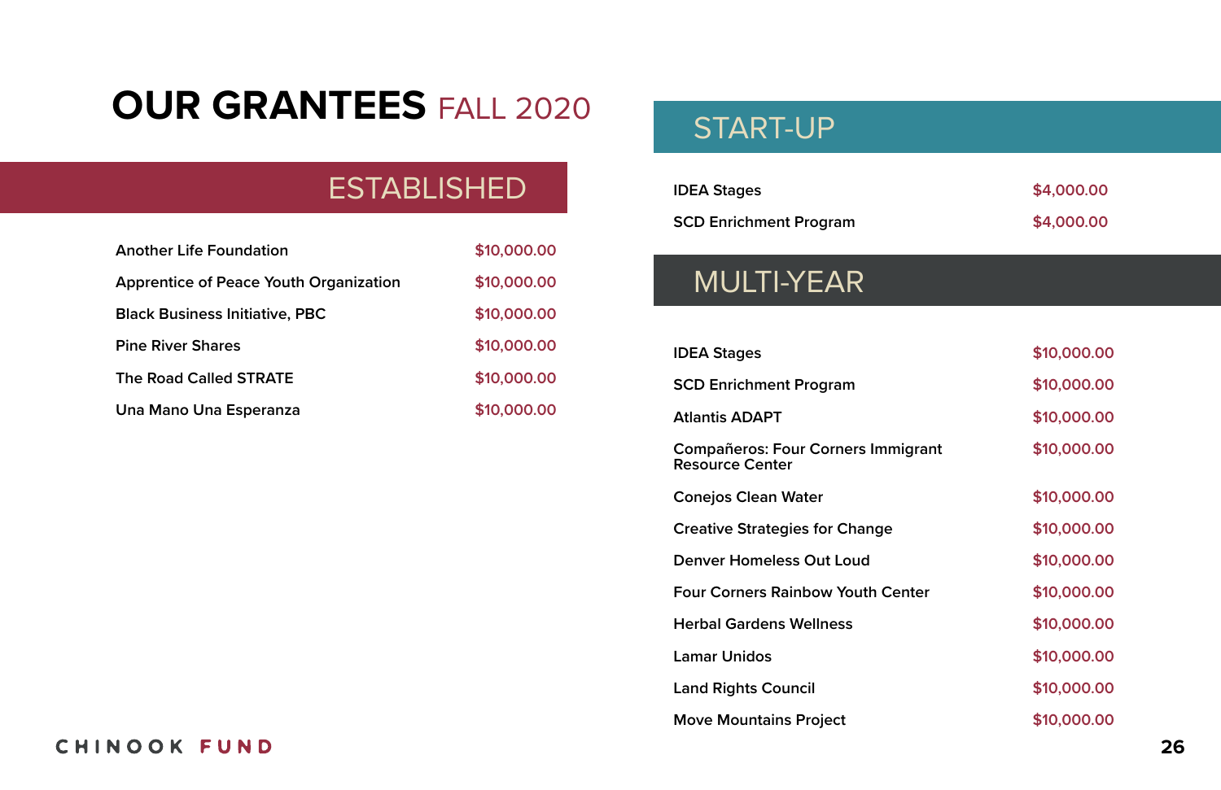# OUR GRANTEES FALL 2020

## ESTABLISHED

| Grantee | Amount |
|---|---|
| Another Life Foundation | $10,000.00 |
| Apprentice of Peace Youth Organization | $10,000.00 |
| Black Business Initiative, PBC | $10,000.00 |
| Pine River Shares | $10,000.00 |
| The Road Called STRATE | $10,000.00 |
| Una Mano Una Esperanza | $10,000.00 |

## START-UP

| Grantee | Amount |
|---|---|
| IDEA Stages | $4,000.00 |
| SCD Enrichment Program | $4,000.00 |

## MULTI-YEAR

| Grantee | Amount |
|---|---|
| IDEA Stages | $10,000.00 |
| SCD Enrichment Program | $10,000.00 |
| Atlantis ADAPT | $10,000.00 |
| Compañeros: Four Corners Immigrant Resource Center | $10,000.00 |
| Conejos Clean Water | $10,000.00 |
| Creative Strategies for Change | $10,000.00 |
| Denver Homeless Out Loud | $10,000.00 |
| Four Corners Rainbow Youth Center | $10,000.00 |
| Herbal Gardens Wellness | $10,000.00 |
| Lamar Unidos | $10,000.00 |
| Land Rights Council | $10,000.00 |
| Move Mountains Project | $10,000.00 |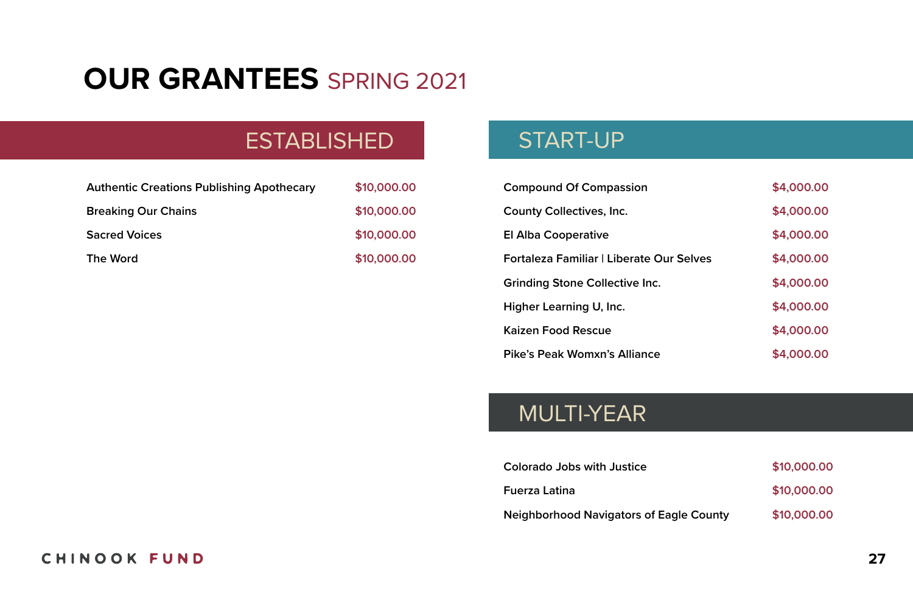# OUR GRANTEES SPRING 2021

## ESTABLISHED

| Grantee | Amount |
|---|---|
| Authentic Creations Publishing Apothecary | $10,000.00 |
| Breaking Our Chains | $10,000.00 |
| Sacred Voices | $10,000.00 |
| The Word | $10,000.00 |

## START-UP

| Grantee | Amount |
|---|---|
| Compound Of Compassion | $4,000.00 |
| County Collectives, Inc. | $4,000.00 |
| El Alba Cooperative | $4,000.00 |
| Fortaleza Familiar I Liberate Our Selves | $4,000.00 |
| Grinding Stone Collective Inc. | $4,000.00 |
| Higher Learning U, Inc. | $4,000.00 |
| Kaizen Food Rescue | $4,000.00 |
| Pike's Peak Womxn's Alliance | $4,000.00 |

## MULTI-YEAR

| Grantee | Amount |
|---|---|
| Colorado Jobs with Justice | $10,000.00 |
| Fuerza Latina | $10,000.00 |
| Neighborhood Navigators of Eagle County | $10,000.00 |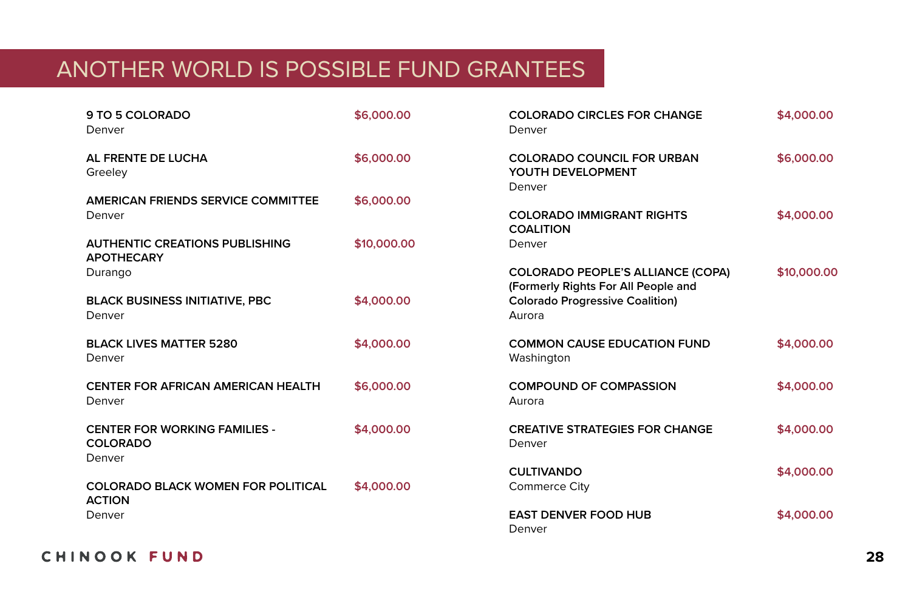# ANOTHER WORLD IS POSSIBLE FUND GRANTEES

| Grantee | Location | Amount |
|---|---|---|
| **9 TO 5 COLORADO** | Denver | $6,000.00 |
| **AL FRENTE DE LUCHA** | Greeley | $6,000.00 |
| **AMERICAN FRIENDS SERVICE COMMITTEE** | Denver | $6,000.00 |
| **AUTHENTIC CREATIONS PUBLISHING APOTHECARY** | Durango | $10,000.00 |
| **BLACK BUSINESS INITIATIVE, PBC** | Denver | $4,000.00 |
| **BLACK LIVES MATTER 5280** | Denver | $4,000.00 |
| **CENTER FOR AFRICAN AMERICAN HEALTH** | Denver | $6,000.00 |
| **CENTER FOR WORKING FAMILIES - COLORADO** | Denver | $4,000.00 |
| **COLORADO BLACK WOMEN FOR POLITICAL ACTION** | Denver | $4,000.00 |
| **COLORADO CIRCLES FOR CHANGE** | Denver | $4,000.00 |
| **COLORADO COUNCIL FOR URBAN YOUTH DEVELOPMENT** | Denver | $6,000.00 |
| **COLORADO IMMIGRANT RIGHTS COALITION** | Denver | $4,000.00 |
| **COLORADO PEOPLE'S ALLIANCE (COPA) (Formerly Rights For All People and Colorado Progressive Coalition)** | Aurora | $10,000.00 |
| **COMMON CAUSE EDUCATION FUND** | Washington | $4,000.00 |
| **COMPOUND OF COMPASSION** | Aurora | $4,000.00 |
| **CREATIVE STRATEGIES FOR CHANGE** | Denver | $4,000.00 |
| **CULTIVANDO** | Commerce City | $4,000.00 |
| **EAST DENVER FOOD HUB** | Denver | $4,000.00 |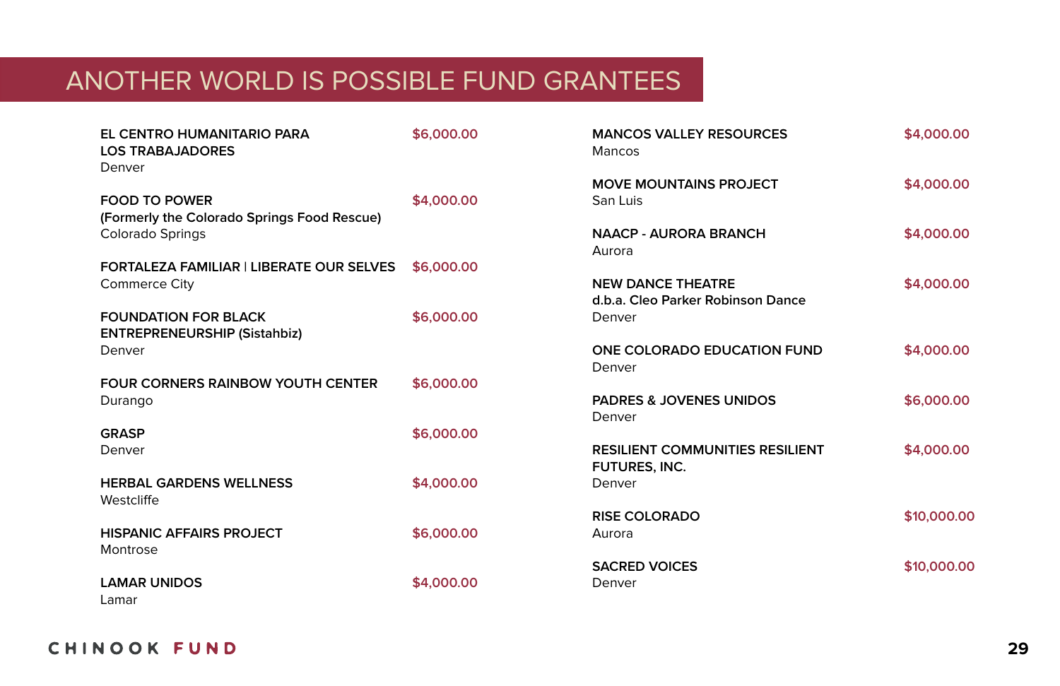# ANOTHER WORLD IS POSSIBLE FUND GRANTEES

**EL CENTRO HUMANITARIO PARA LOS TRABAJADORES** — $6,000.00
Denver

**FOOD TO POWER (Formerly the Colorado Springs Food Rescue)** — $4,000.00
Colorado Springs

**FORTALEZA FAMILIAR | LIBERATE OUR SELVES** — $6,000.00
Commerce City

**FOUNDATION FOR BLACK ENTREPRENEURSHIP (Sistahbiz)** — $6,000.00
Denver

**FOUR CORNERS RAINBOW YOUTH CENTER** — $6,000.00
Durango

**GRASP** — $6,000.00
Denver

**HERBAL GARDENS WELLNESS** — $4,000.00
Westcliffe

**HISPANIC AFFAIRS PROJECT** — $6,000.00
Montrose

**LAMAR UNIDOS** — $4,000.00
Lamar

**MANCOS VALLEY RESOURCES** — $4,000.00
Mancos

**MOVE MOUNTAINS PROJECT** — $4,000.00
San Luis

**NAACP - AURORA BRANCH** — $4,000.00
Aurora

**NEW DANCE THEATRE d.b.a. Cleo Parker Robinson Dance** — $4,000.00
Denver

**ONE COLORADO EDUCATION FUND** — $4,000.00
Denver

**PADRES & JOVENES UNIDOS** — $6,000.00
Denver

**RESILIENT COMMUNITIES RESILIENT FUTURES, INC.** — $4,000.00
Denver

**RISE COLORADO** — $10,000.00
Aurora

**SACRED VOICES** — $10,000.00
Denver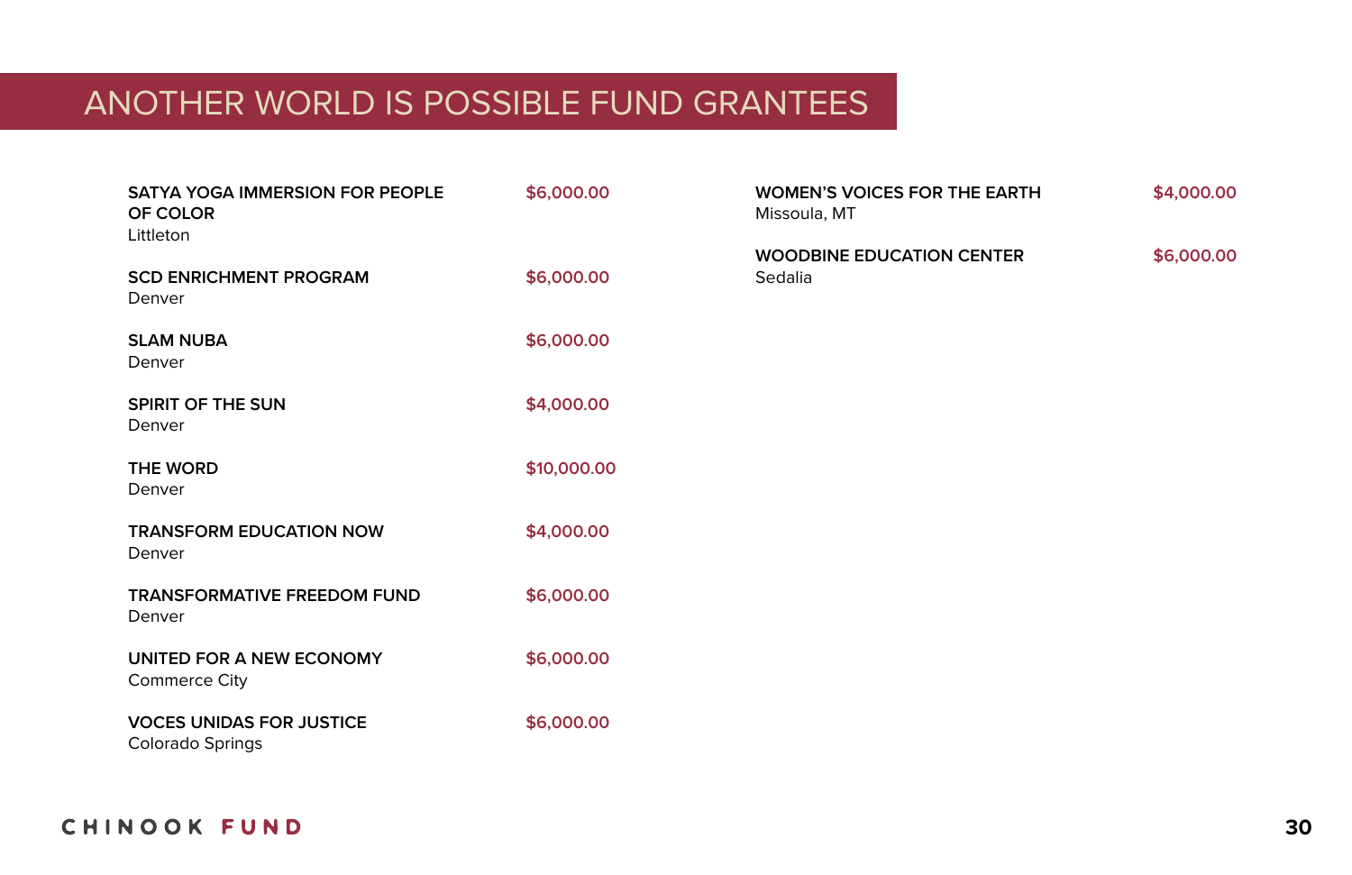# ANOTHER WORLD IS POSSIBLE FUND GRANTEES

**SATYA YOGA IMMERSION FOR PEOPLE OF COLOR** — $6,000.00
Littleton

**SCD ENRICHMENT PROGRAM** — $6,000.00
Denver

**SLAM NUBA** — $6,000.00
Denver

**SPIRIT OF THE SUN** — $4,000.00
Denver

**THE WORD** — $10,000.00
Denver

**TRANSFORM EDUCATION NOW** — $4,000.00
Denver

**TRANSFORMATIVE FREEDOM FUND** — $6,000.00
Denver

**UNITED FOR A NEW ECONOMY** — $6,000.00
Commerce City

**VOCES UNIDAS FOR JUSTICE** — $6,000.00
Colorado Springs

**WOMEN'S VOICES FOR THE EARTH** — $4,000.00
Missoula, MT

**WOODBINE EDUCATION CENTER** — $6,000.00
Sedalia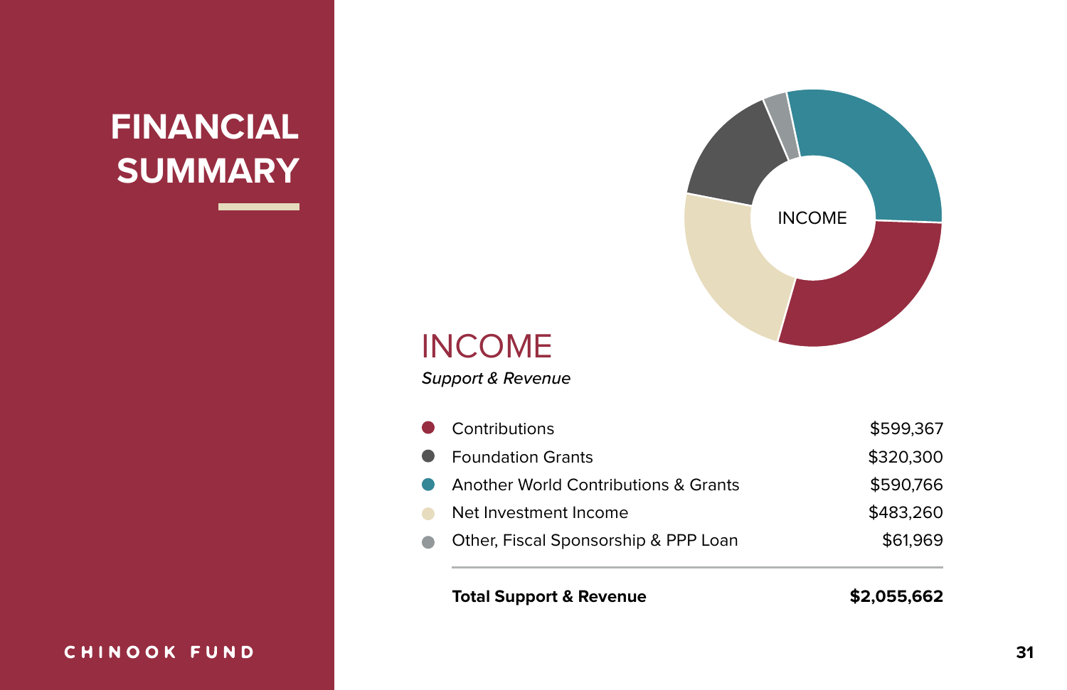# FINANCIAL SUMMARY

## INCOME

*Support & Revenue*

| | |
|---|---|
| Contributions | $599,367 |
| Foundation Grants | $320,300 |
| Another World Contributions & Grants | $590,766 |
| Net Investment Income | $483,260 |
| Other, Fiscal Sponsorship & PPP Loan | $61,969 |
| **Total Support & Revenue** | **$2,055,662** |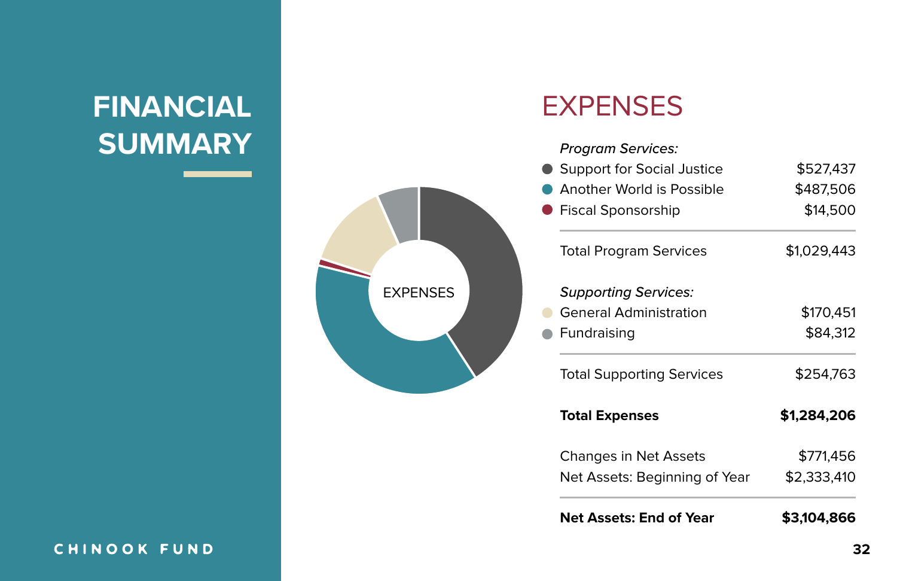# FINANCIAL SUMMARY

## EXPENSES

EXPENSES

| | |
|---|---|
| *Program Services:* | |
| Support for Social Justice | $527,437 |
| Another World is Possible | $487,506 |
| Fiscal Sponsorship | $14,500 |
| Total Program Services | $1,029,443 |
| *Supporting Services:* | |
| General Administration | $170,451 |
| Fundraising | $84,312 |
| Total Supporting Services | $254,763 |
| **Total Expenses** | **$1,284,206** |
| Changes in Net Assets | $771,456 |
| Net Assets: Beginning of Year | $2,333,410 |
| **Net Assets: End of Year** | **$3,104,866** |

CHINOOK FUND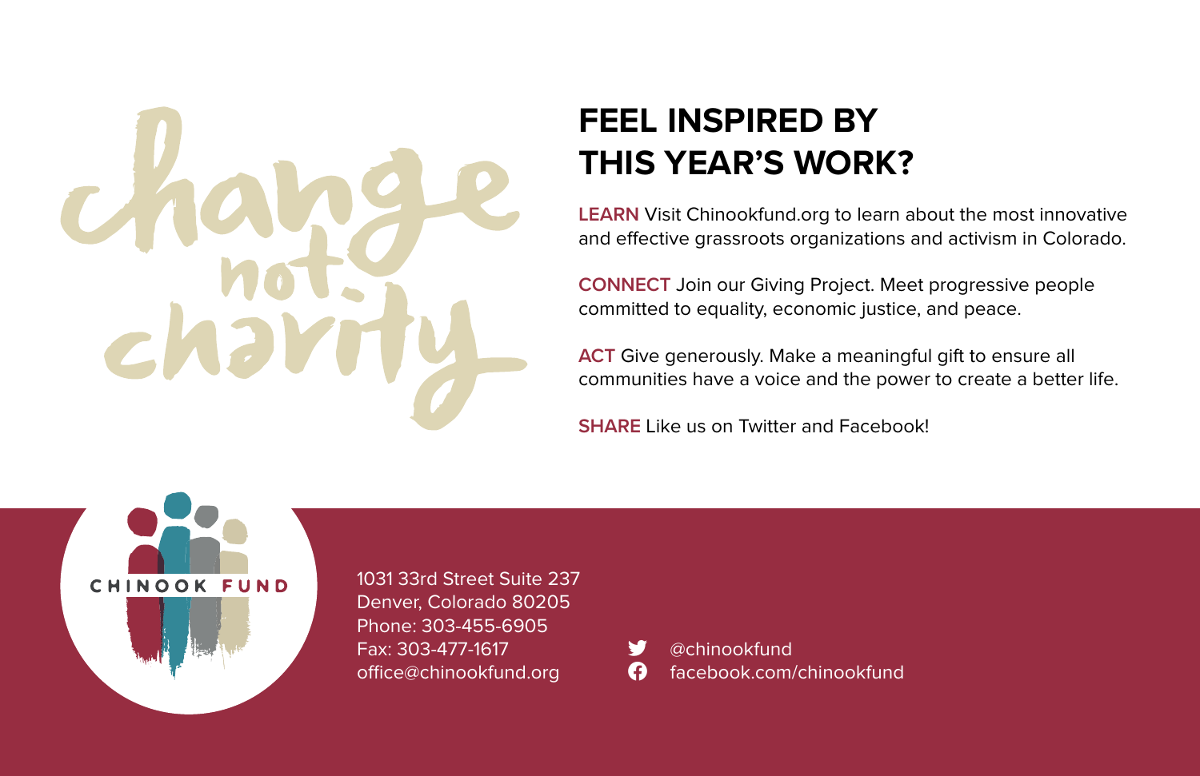change not charity

# FEEL INSPIRED BY THIS YEAR'S WORK?

**LEARN** Visit Chinookfund.org to learn about the most innovative and effective grassroots organizations and activism in Colorado.

**CONNECT** Join our Giving Project. Meet progressive people committed to equality, economic justice, and peace.

**ACT** Give generously. Make a meaningful gift to ensure all communities have a voice and the power to create a better life.

**SHARE** Like us on Twitter and Facebook!

CHINOOK FUND

1031 33rd Street Suite 237
Denver, Colorado 80205
Phone: 303-455-6905
Fax: 303-477-1617
office@chinookfund.org

@chinookfund
facebook.com/chinookfund